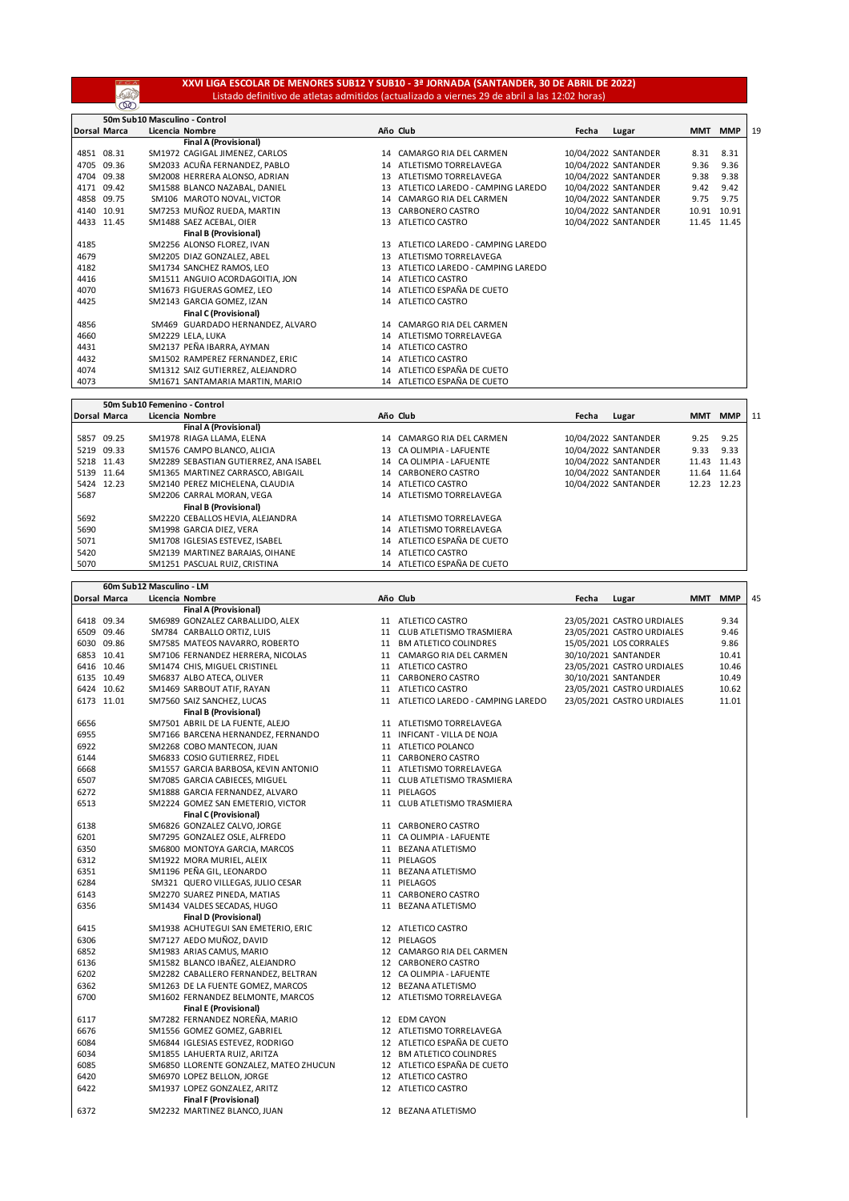# XXVI LIGA ESCOLAR DE MENORES SUB12 Y SUB10 - 3ª JORNADA (SANTANDER, 30 DE ABRIL DE 2022)

Listado definitivo de atletas admitidos (actualizado a viernes 29 de abril a las 12:02 horas)

## 50m Sub10 Masculino - Control

| Dorsal | Marca | Licencia | Nombre | Año | Club | Fecha | Lugar | MMT | MMP |
|---|---|---|---|---|---|---|---|---|---|
| | | | **Final A (Provisional)** | | | | | | |
| 4851 | 08.31 | SM1972 | CAGIGAL JIMENEZ, CARLOS | 14 | CAMARGO RIA DEL CARMEN | 10/04/2022 | SANTANDER | 8.31 | 8.31 |
| 4705 | 09.36 | SM2033 | ACUÑA FERNANDEZ, PABLO | 14 | ATLETISMO TORRELAVEGA | 10/04/2022 | SANTANDER | 9.36 | 9.36 |
| 4704 | 09.38 | SM2008 | HERRERA ALONSO, ADRIAN | 13 | ATLETISMO TORRELAVEGA | 10/04/2022 | SANTANDER | 9.38 | 9.38 |
| 4171 | 09.42 | SM1588 | BLANCO NAZABAL, DANIEL | 13 | ATLETICO LAREDO - CAMPING LAREDO | 10/04/2022 | SANTANDER | 9.42 | 9.42 |
| 4858 | 09.75 | SM106 | MAROTO NOVAL, VICTOR | 14 | CAMARGO RIA DEL CARMEN | 10/04/2022 | SANTANDER | 9.75 | 9.75 |
| 4140 | 10.91 | SM7253 | MUÑOZ RUEDA, MARTIN | 13 | CARBONERO CASTRO | 10/04/2022 | SANTANDER | 10.91 | 10.91 |
| 4433 | 11.45 | SM1488 | SAEZ ACEBAL, OIER | 13 | ATLETICO CASTRO | 10/04/2022 | SANTANDER | 11.45 | 11.45 |
| | | | **Final B (Provisional)** | | | | | | |
| 4185 | | SM2256 | ALONSO FLOREZ, IVAN | 13 | ATLETICO LAREDO - CAMPING LAREDO | | | | |
| 4679 | | SM2205 | DIAZ GONZALEZ, ABEL | 13 | ATLETISMO TORRELAVEGA | | | | |
| 4182 | | SM1734 | SANCHEZ RAMOS, LEO | 13 | ATLETICO LAREDO - CAMPING LAREDO | | | | |
| 4416 | | SM1511 | ANGUIO ACORDAGOITIA, JON | 14 | ATLETICO CASTRO | | | | |
| 4070 | | SM1673 | FIGUERAS GOMEZ, LEO | 14 | ATLETICO ESPAÑA DE CUETO | | | | |
| 4425 | | SM2143 | GARCIA GOMEZ, IZAN | 14 | ATLETICO CASTRO | | | | |
| | | | **Final C (Provisional)** | | | | | | |
| 4856 | | SM469 | GUARDADO HERNANDEZ, ALVARO | 14 | CAMARGO RIA DEL CARMEN | | | | |
| 4660 | | SM2229 | LELA, LUKA | 14 | ATLETISMO TORRELAVEGA | | | | |
| 4431 | | SM2137 | PEÑA IBARRA, AYMAN | 14 | ATLETICO CASTRO | | | | |
| 4432 | | SM1502 | RAMPEREZ FERNANDEZ, ERIC | 14 | ATLETICO CASTRO | | | | |
| 4074 | | SM1312 | SAIZ GUTIERREZ, ALEJANDRO | 14 | ATLETICO ESPAÑA DE CUETO | | | | |
| 4073 | | SM1671 | SANTAMARIA MARTIN, MARIO | 14 | ATLETICO ESPAÑA DE CUETO | | | | |

19

## 50m Sub10 Femenino - Control

| Dorsal | Marca | Licencia | Nombre | Año | Club | Fecha | Lugar | MMT | MMP |
|---|---|---|---|---|---|---|---|---|---|
| | | | **Final A (Provisional)** | | | | | | |
| 5857 | 09.25 | SM1978 | RIAGA LLAMA, ELENA | 14 | CAMARGO RIA DEL CARMEN | 10/04/2022 | SANTANDER | 9.25 | 9.25 |
| 5219 | 09.33 | SM1576 | CAMPO BLANCO, ALICIA | 13 | CA OLIMPIA - LAFUENTE | 10/04/2022 | SANTANDER | 9.33 | 9.33 |
| 5218 | 11.43 | SM2289 | SEBASTIAN GUTIERREZ, ANA ISABEL | 14 | CA OLIMPIA - LAFUENTE | 10/04/2022 | SANTANDER | 11.43 | 11.43 |
| 5139 | 11.64 | SM1365 | MARTINEZ CARRASCO, ABIGAIL | 14 | CARBONERO CASTRO | 10/04/2022 | SANTANDER | 11.64 | 11.64 |
| 5424 | 12.23 | SM2140 | PEREZ MICHELENA, CLAUDIA | 14 | ATLETICO CASTRO | 10/04/2022 | SANTANDER | 12.23 | 12.23 |
| 5687 | | SM2206 | CARRAL MORAN, VEGA | 14 | ATLETISMO TORRELAVEGA | | | | |
| | | | **Final B (Provisional)** | | | | | | |
| 5692 | | SM2220 | CEBALLOS HEVIA, ALEJANDRA | 14 | ATLETISMO TORRELAVEGA | | | | |
| 5690 | | SM1998 | GARCIA DIEZ, VERA | 14 | ATLETISMO TORRELAVEGA | | | | |
| 5071 | | SM1708 | IGLESIAS ESTEVEZ, ISABEL | 14 | ATLETICO ESPAÑA DE CUETO | | | | |
| 5420 | | SM2139 | MARTINEZ BARAJAS, OIHANE | 14 | ATLETICO CASTRO | | | | |
| 5070 | | SM1251 | PASCUAL RUIZ, CRISTINA | 14 | ATLETICO ESPAÑA DE CUETO | | | | |

11

## 60m Sub12 Masculino - LM

| Dorsal | Marca | Licencia | Nombre | Año | Club | Fecha | Lugar | MMT | MMP |
|---|---|---|---|---|---|---|---|---|---|
| | | | **Final A (Provisional)** | | | | | | |
| 6418 | 09.34 | SM6989 | GONZALEZ CARBALLIDO, ALEX | 11 | ATLETICO CASTRO | 23/05/2021 | CASTRO URDIALES | | 9.34 |
| 6509 | 09.46 | SM784 | CARBALLO ORTIZ, LUIS | 11 | CLUB ATLETISMO TRASMIERA | 23/05/2021 | CASTRO URDIALES | | 9.46 |
| 6030 | 09.86 | SM7585 | MATEOS NAVARRO, ROBERTO | 11 | BM ATLETICO COLINDRES | 15/05/2021 | LOS CORRALES | | 9.86 |
| 6853 | 10.41 | SM7106 | FERNANDEZ HERRERA, NICOLAS | 11 | CAMARGO RIA DEL CARMEN | 30/10/2021 | SANTANDER | | 10.41 |
| 6416 | 10.46 | SM1474 | CHIS, MIGUEL CRISTINEL | 11 | ATLETICO CASTRO | 23/05/2021 | CASTRO URDIALES | | 10.46 |
| 6135 | 10.49 | SM6837 | ALBO ATECA, OLIVER | 11 | CARBONERO CASTRO | 30/10/2021 | SANTANDER | | 10.49 |
| 6424 | 10.62 | SM1469 | SARBOUT ATIF, RAYAN | 11 | ATLETICO CASTRO | 23/05/2021 | CASTRO URDIALES | | 10.62 |
| 6173 | 11.01 | SM7560 | SAIZ SANCHEZ, LUCAS | 11 | ATLETICO LAREDO - CAMPING LAREDO | 23/05/2021 | CASTRO URDIALES | | 11.01 |
| | | | **Final B (Provisional)** | | | | | | |
| 6656 | | SM7501 | ABRIL DE LA FUENTE, ALEJO | 11 | ATLETISMO TORRELAVEGA | | | | |
| 6955 | | SM7166 | BARCENA HERNANDEZ, FERNANDO | 11 | INFICANT - VILLA DE NOJA | | | | |
| 6922 | | SM2268 | COBO MANTECON, JUAN | 11 | ATLETICO POLANCO | | | | |
| 6144 | | SM6833 | COSIO GUTIERREZ, FIDEL | 11 | CARBONERO CASTRO | | | | |
| 6668 | | SM1557 | GARCIA BARBOSA, KEVIN ANTONIO | 11 | ATLETISMO TORRELAVEGA | | | | |
| 6507 | | SM7085 | GARCIA CABIECES, MIGUEL | 11 | CLUB ATLETISMO TRASMIERA | | | | |
| 6272 | | SM1888 | GARCIA FERNANDEZ, ALVARO | 11 | PIELAGOS | | | | |
| 6513 | | SM2224 | GOMEZ SAN EMETERIO, VICTOR | 11 | CLUB ATLETISMO TRASMIERA | | | | |
| | | | **Final C (Provisional)** | | | | | | |
| 6138 | | SM6826 | GONZALEZ CALVO, JORGE | 11 | CARBONERO CASTRO | | | | |
| 6201 | | SM7295 | GONZALEZ OSLE, ALFREDO | 11 | CA OLIMPIA - LAFUENTE | | | | |
| 6350 | | SM6800 | MONTOYA GARCIA, MARCOS | 11 | BEZANA ATLETISMO | | | | |
| 6312 | | SM1922 | MORA MURIEL, ALEIX | 11 | PIELAGOS | | | | |
| 6351 | | SM1196 | PEÑA GIL, LEONARDO | 11 | BEZANA ATLETISMO | | | | |
| 6284 | | SM321 | QUERO VILLEGAS, JULIO CESAR | 11 | PIELAGOS | | | | |
| 6143 | | SM2270 | SUAREZ PINEDA, MATIAS | 11 | CARBONERO CASTRO | | | | |
| 6356 | | SM1434 | VALDES SECADAS, HUGO | 11 | BEZANA ATLETISMO | | | | |
| | | | **Final D (Provisional)** | | | | | | |
| 6415 | | SM1938 | ACHUTEGUI SAN EMETERIO, ERIC | 12 | ATLETICO CASTRO | | | | |
| 6306 | | SM7127 | AEDO MUÑOZ, DAVID | 12 | PIELAGOS | | | | |
| 6852 | | SM1983 | ARIAS CAMUS, MARIO | 12 | CAMARGO RIA DEL CARMEN | | | | |
| 6136 | | SM1582 | BLANCO IBAÑEZ, ALEJANDRO | 12 | CARBONERO CASTRO | | | | |
| 6202 | | SM2282 | CABALLERO FERNANDEZ, BELTRAN | 12 | CA OLIMPIA - LAFUENTE | | | | |
| 6362 | | SM1263 | DE LA FUENTE GOMEZ, MARCOS | 12 | BEZANA ATLETISMO | | | | |
| 6700 | | SM1602 | FERNANDEZ BELMONTE, MARCOS | 12 | ATLETISMO TORRELAVEGA | | | | |
| | | | **Final E (Provisional)** | | | | | | |
| 6117 | | SM7282 | FERNANDEZ NOREÑA, MARIO | 12 | EDM CAYON | | | | |
| 6676 | | SM1556 | GOMEZ GOMEZ, GABRIEL | 12 | ATLETISMO TORRELAVEGA | | | | |
| 6084 | | SM6844 | IGLESIAS ESTEVEZ, RODRIGO | 12 | ATLETICO ESPAÑA DE CUETO | | | | |
| 6034 | | SM1855 | LAHUERTA RUIZ, ARITZA | 12 | BM ATLETICO COLINDRES | | | | |
| 6085 | | SM6850 | LLORENTE GONZALEZ, MATEO ZHUCUN | 12 | ATLETICO ESPAÑA DE CUETO | | | | |
| 6420 | | SM6970 | LOPEZ BELLON, JORGE | 12 | ATLETICO CASTRO | | | | |
| 6422 | | SM1937 | LOPEZ GONZALEZ, ARITZ | 12 | ATLETICO CASTRO | | | | |
| | | | **Final F (Provisional)** | | | | | | |
| 6372 | | SM2232 | MARTINEZ BLANCO, JUAN | 12 | BEZANA ATLETISMO | | | | |

45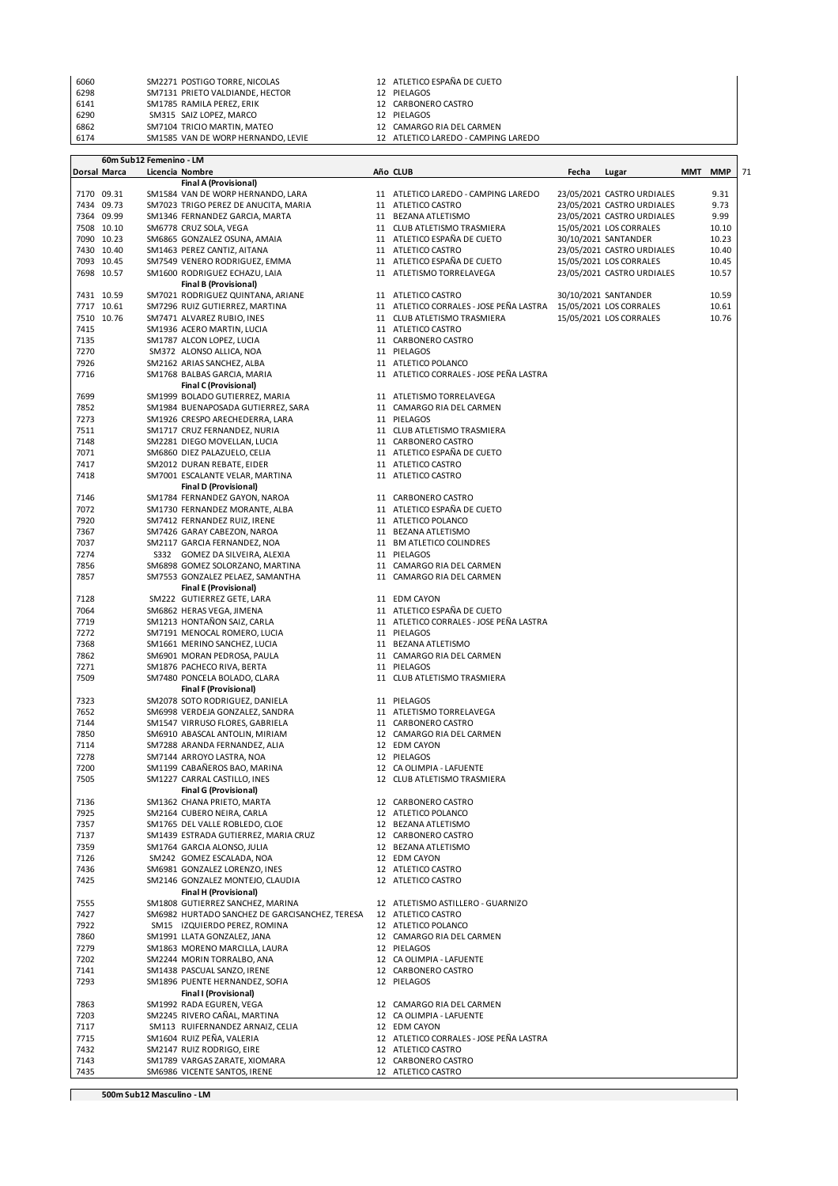| Dorsal | Marca | Licencia | Nombre | Año | CLUB | Fecha | Lugar | MMT | MMP |
|---|---|---|---|---|---|---|---|---|---|
| 6060 | | SM2271 | POSTIGO TORRE, NICOLAS | 12 | ATLETICO ESPAÑA DE CUETO | | | | |
| 6298 | | SM7131 | PRIETO VALDIANDE, HECTOR | 12 | PIELAGOS | | | | |
| 6141 | | SM1785 | RAMILA PEREZ, ERIK | 12 | CARBONERO CASTRO | | | | |
| 6290 | | SM315 | SAIZ LOPEZ, MARCO | 12 | PIELAGOS | | | | |
| 6862 | | SM7104 | TRICIO MARTIN, MATEO | 12 | CAMARGO RIA DEL CARMEN | | | | |
| 6174 | | SM1585 | VAN DE WORP HERNANDO, LEVIE | 12 | ATLETICO LAREDO - CAMPING LAREDO | | | | |

## 60m Sub12 Femenino - LM

| Dorsal | Marca | Licencia | Nombre | Año | CLUB | Fecha | Lugar | MMT | MMP |
|---|---|---|---|---|---|---|---|---|---|
| | | | **Final A (Provisional)** | | | | | | |
| 7170 | 09.31 | SM1584 | VAN DE WORP HERNANDO, LARA | 11 | ATLETICO LAREDO - CAMPING LAREDO | 23/05/2021 | CASTRO URDIALES | | 9.31 |
| 7434 | 09.73 | SM7023 | TRIGO PEREZ DE ANUCITA, MARIA | 11 | ATLETICO CASTRO | 23/05/2021 | CASTRO URDIALES | | 9.73 |
| 7364 | 09.99 | SM1346 | FERNANDEZ GARCIA, MARTA | 11 | BEZANA ATLETISMO | 23/05/2021 | CASTRO URDIALES | | 9.99 |
| 7508 | 10.10 | SM6778 | CRUZ SOLA, VEGA | 11 | CLUB ATLETISMO TRASMIERA | 15/05/2021 | LOS CORRALES | | 10.10 |
| 7090 | 10.23 | SM6865 | GONZALEZ OSUNA, AMAIA | 11 | ATLETICO ESPAÑA DE CUETO | 30/10/2021 | SANTANDER | | 10.23 |
| 7430 | 10.40 | SM1463 | PEREZ CANTIZ, AITANA | 11 | ATLETICO CASTRO | 23/05/2021 | CASTRO URDIALES | | 10.40 |
| 7093 | 10.45 | SM7549 | VENERO RODRIGUEZ, EMMA | 11 | ATLETICO ESPAÑA DE CUETO | 15/05/2021 | LOS CORRALES | | 10.45 |
| 7698 | 10.57 | SM1600 | RODRIGUEZ ECHAZU, LAIA | 11 | ATLETISMO TORRELAVEGA | 23/05/2021 | CASTRO URDIALES | | 10.57 |
| | | | **Final B (Provisional)** | | | | | | |
| 7431 | 10.59 | SM7021 | RODRIGUEZ QUINTANA, ARIANE | 11 | ATLETICO CASTRO | 30/10/2021 | SANTANDER | | 10.59 |
| 7717 | 10.61 | SM7296 | RUIZ GUTIERREZ, MARTINA | 11 | ATLETICO CORRALES - JOSE PEÑA LASTRA | 15/05/2021 | LOS CORRALES | | 10.61 |
| 7510 | 10.76 | SM7471 | ALVAREZ RUBIO, INES | 11 | CLUB ATLETISMO TRASMIERA | 15/05/2021 | LOS CORRALES | | 10.76 |
| 7415 | | SM1936 | ACERO MARTIN, LUCIA | 11 | ATLETICO CASTRO | | | | |
| 7135 | | SM1787 | ALCON LOPEZ, LUCIA | 11 | CARBONERO CASTRO | | | | |
| 7270 | | SM372 | ALONSO ALLICA, NOA | 11 | PIELAGOS | | | | |
| 7926 | | SM2162 | ARIAS SANCHEZ, ALBA | 11 | ATLETICO POLANCO | | | | |
| 7716 | | SM1768 | BALBAS GARCIA, MARIA | 11 | ATLETICO CORRALES - JOSE PEÑA LASTRA | | | | |
| | | | **Final C (Provisional)** | | | | | | |
| 7699 | | SM1999 | BOLADO GUTIERREZ, MARIA | 11 | ATLETISMO TORRELAVEGA | | | | |
| 7852 | | SM1984 | BUENAPOSADA GUTIERREZ, SARA | 11 | CAMARGO RIA DEL CARMEN | | | | |
| 7273 | | SM1926 | CRESPO ARECHEDERRA, LARA | 11 | PIELAGOS | | | | |
| 7511 | | SM1717 | CRUZ FERNANDEZ, NURIA | 11 | CLUB ATLETISMO TRASMIERA | | | | |
| 7148 | | SM2281 | DIEGO MOVELLAN, LUCIA | 11 | CARBONERO CASTRO | | | | |
| 7071 | | SM6860 | DIEZ PALAZUELO, CELIA | 11 | ATLETICO ESPAÑA DE CUETO | | | | |
| 7417 | | SM2012 | DURAN REBATE, EIDER | 11 | ATLETICO CASTRO | | | | |
| 7418 | | SM7001 | ESCALANTE VELAR, MARTINA | 11 | ATLETICO CASTRO | | | | |
| | | | **Final D (Provisional)** | | | | | | |
| 7146 | | SM1784 | FERNANDEZ GAYON, NAROA | 11 | CARBONERO CASTRO | | | | |
| 7072 | | SM1730 | FERNANDEZ MORANTE, ALBA | 11 | ATLETICO ESPAÑA DE CUETO | | | | |
| 7920 | | SM7412 | FERNANDEZ RUIZ, IRENE | 11 | ATLETICO POLANCO | | | | |
| 7367 | | SM7426 | GARAY CABEZON, NAROA | 11 | BEZANA ATLETISMO | | | | |
| 7037 | | SM2117 | GARCIA FERNANDEZ, NOA | 11 | BM ATLETICO COLINDRES | | | | |
| 7274 | | S332 | GOMEZ DA SILVEIRA, ALEXIA | 11 | PIELAGOS | | | | |
| 7856 | | SM6898 | GOMEZ SOLORZANO, MARTINA | 11 | CAMARGO RIA DEL CARMEN | | | | |
| 7857 | | SM7553 | GONZALEZ PELAEZ, SAMANTHA | 11 | CAMARGO RIA DEL CARMEN | | | | |
| | | | **Final E (Provisional)** | | | | | | |
| 7128 | | SM222 | GUTIERREZ GETE, LARA | 11 | EDM CAYON | | | | |
| 7064 | | SM6862 | HERAS VEGA, JIMENA | 11 | ATLETICO ESPAÑA DE CUETO | | | | |
| 7719 | | SM1213 | HONTAÑON SAIZ, CARLA | 11 | ATLETICO CORRALES - JOSE PEÑA LASTRA | | | | |
| 7272 | | SM7191 | MENOCAL ROMERO, LUCIA | 11 | PIELAGOS | | | | |
| 7368 | | SM1661 | MERINO SANCHEZ, LUCIA | 11 | BEZANA ATLETISMO | | | | |
| 7862 | | SM6901 | MORAN PEDROSA, PAULA | 11 | CAMARGO RIA DEL CARMEN | | | | |
| 7271 | | SM1876 | PACHECO RIVA, BERTA | 11 | PIELAGOS | | | | |
| 7509 | | SM7480 | PONCELA BOLADO, CLARA | 11 | CLUB ATLETISMO TRASMIERA | | | | |
| | | | **Final F (Provisional)** | | | | | | |
| 7323 | | SM2078 | SOTO RODRIGUEZ, DANIELA | 11 | PIELAGOS | | | | |
| 7652 | | SM6998 | VERDEJA GONZALEZ, SANDRA | 11 | ATLETISMO TORRELAVEGA | | | | |
| 7144 | | SM1547 | VIRRUSO FLORES, GABRIELA | 11 | CARBONERO CASTRO | | | | |
| 7850 | | SM6910 | ABASCAL ANTOLIN, MIRIAM | 12 | CAMARGO RIA DEL CARMEN | | | | |
| 7114 | | SM7288 | ARANDA FERNANDEZ, ALIA | 12 | EDM CAYON | | | | |
| 7278 | | SM7144 | ARROYO LASTRA, NOA | 12 | PIELAGOS | | | | |
| 7200 | | SM1199 | CABAÑEROS BAO, MARINA | 12 | CA OLIMPIA - LAFUENTE | | | | |
| 7505 | | SM1227 | CARRAL CASTILLO, INES | 12 | CLUB ATLETISMO TRASMIERA | | | | |
| | | | **Final G (Provisional)** | | | | | | |
| 7136 | | SM1362 | CHANA PRIETO, MARTA | 12 | CARBONERO CASTRO | | | | |
| 7925 | | SM2164 | CUBERO NEIRA, CARLA | 12 | ATLETICO POLANCO | | | | |
| 7357 | | SM1765 | DEL VALLE ROBLEDO, CLOE | 12 | BEZANA ATLETISMO | | | | |
| 7137 | | SM1439 | ESTRADA GUTIERREZ, MARIA CRUZ | 12 | CARBONERO CASTRO | | | | |
| 7359 | | SM1764 | GARCIA ALONSO, JULIA | 12 | BEZANA ATLETISMO | | | | |
| 7126 | | SM242 | GOMEZ ESCALADA, NOA | 12 | EDM CAYON | | | | |
| 7436 | | SM6981 | GONZALEZ LORENZO, INES | 12 | ATLETICO CASTRO | | | | |
| 7425 | | SM2146 | GONZALEZ MONTEJO, CLAUDIA | 12 | ATLETICO CASTRO | | | | |
| | | | **Final H (Provisional)** | | | | | | |
| 7555 | | SM1808 | GUTIERREZ SANCHEZ, MARINA | 12 | ATLETISMO ASTILLERO - GUARNIZO | | | | |
| 7427 | | SM6982 | HURTADO SANCHEZ DE GARCISANCHEZ, TERESA | 12 | ATLETICO CASTRO | | | | |
| 7922 | | SM15 | IZQUIERDO PEREZ, ROMINA | 12 | ATLETICO POLANCO | | | | |
| 7860 | | SM1991 | LLATA GONZALEZ, JANA | 12 | CAMARGO RIA DEL CARMEN | | | | |
| 7279 | | SM1863 | MORENO MARCILLA, LAURA | 12 | PIELAGOS | | | | |
| 7202 | | SM2244 | MORIN TORRALBO, ANA | 12 | CA OLIMPIA - LAFUENTE | | | | |
| 7141 | | SM1438 | PASCUAL SANZO, IRENE | 12 | CARBONERO CASTRO | | | | |
| 7293 | | SM1896 | PUENTE HERNANDEZ, SOFIA | 12 | PIELAGOS | | | | |
| | | | **Final I (Provisional)** | | | | | | |
| 7863 | | SM1992 | RADA EGUREN, VEGA | 12 | CAMARGO RIA DEL CARMEN | | | | |
| 7203 | | SM2245 | RIVERO CAÑAL, MARTINA | 12 | CA OLIMPIA - LAFUENTE | | | | |
| 7117 | | SM113 | RUIFERNANDEZ ARNAIZ, CELIA | 12 | EDM CAYON | | | | |
| 7715 | | SM1604 | RUIZ PEÑA, VALERIA | 12 | ATLETICO CORRALES - JOSE PEÑA LASTRA | | | | |
| 7432 | | SM2147 | RUIZ RODRIGO, EIRE | 12 | ATLETICO CASTRO | | | | |
| 7143 | | SM1789 | VARGAS ZARATE, XIOMARA | 12 | CARBONERO CASTRO | | | | |
| 7435 | | SM6986 | VICENTE SANTOS, IRENE | 12 | ATLETICO CASTRO | | | | |

## 500m Sub12 Masculino - LM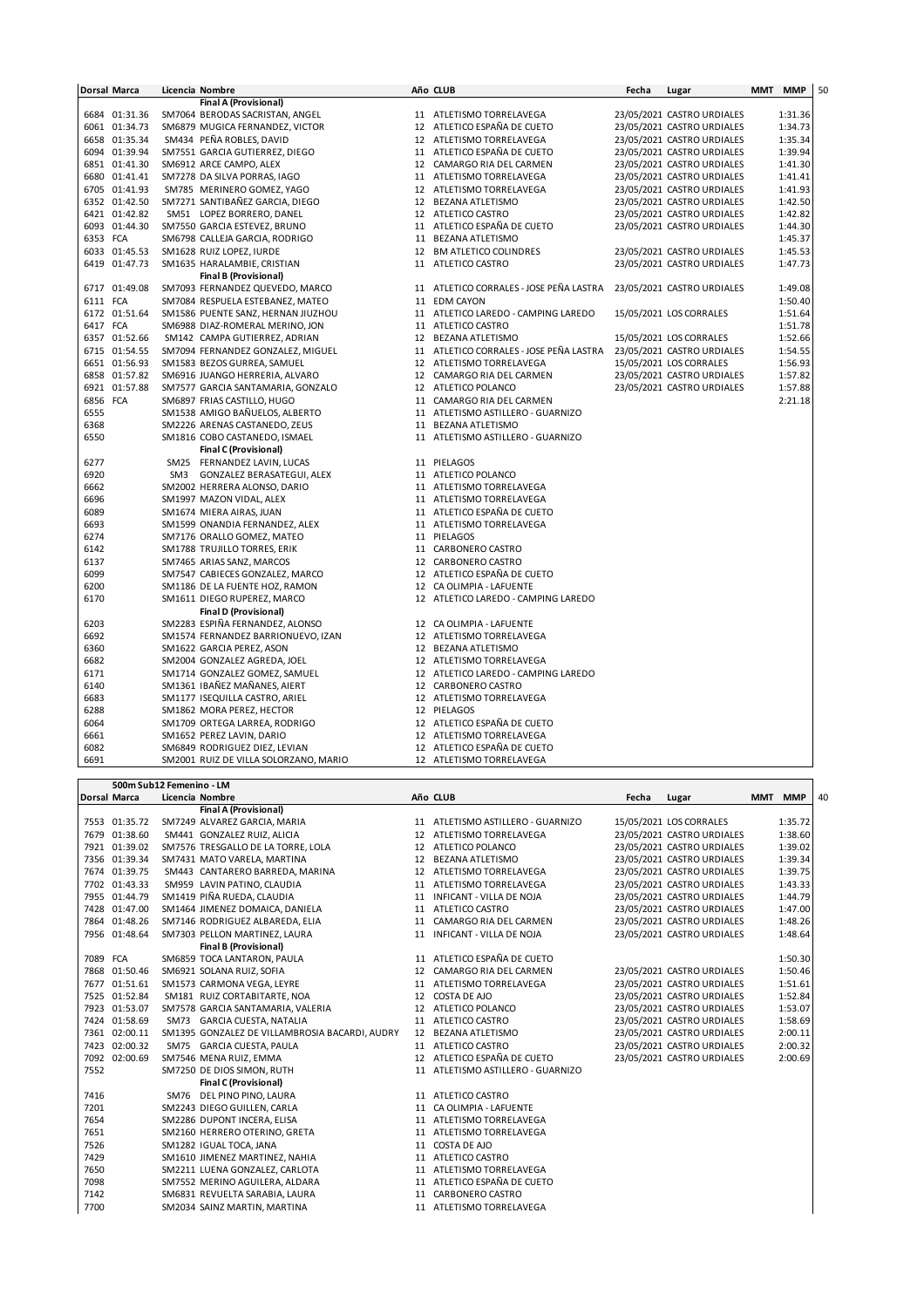| Dorsal | Marca | Licencia | Nombre | Año | CLUB | Fecha | Lugar | MMT | MMP | 50 |
|---|---|---|---|---|---|---|---|---|---|---|
| | | | **Final A (Provisional)** | | | | | | | |
| 6684 | 01:31.36 | SM7064 | BERODAS SACRISTAN, ANGEL | 11 | ATLETISMO TORRELAVEGA | 23/05/2021 | CASTRO URDIALES | | 1:31.36 | |
| 6061 | 01:34.73 | SM6879 | MUGICA FERNANDEZ, VICTOR | 12 | ATLETICO ESPAÑA DE CUETO | 23/05/2021 | CASTRO URDIALES | | 1:34.73 | |
| 6658 | 01:35.34 | SM434 | PEÑA ROBLES, DAVID | 12 | ATLETISMO TORRELAVEGA | 23/05/2021 | CASTRO URDIALES | | 1:35.34 | |
| 6094 | 01:39.94 | SM7551 | GARCIA GUTIERREZ, DIEGO | 11 | ATLETICO ESPAÑA DE CUETO | 23/05/2021 | CASTRO URDIALES | | 1:39.94 | |
| 6851 | 01:41.30 | SM6912 | ARCE CAMPO, ALEX | 12 | CAMARGO RIA DEL CARMEN | 23/05/2021 | CASTRO URDIALES | | 1:41.30 | |
| 6680 | 01:41.41 | SM7278 | DA SILVA PORRAS, IAGO | 11 | ATLETISMO TORRELAVEGA | 23/05/2021 | CASTRO URDIALES | | 1:41.41 | |
| 6705 | 01:41.93 | SM785 | MERINERO GOMEZ, YAGO | 12 | ATLETISMO TORRELAVEGA | 23/05/2021 | CASTRO URDIALES | | 1:41.93 | |
| 6352 | 01:42.50 | SM7271 | SANTIBAÑEZ GARCIA, DIEGO | 12 | BEZANA ATLETISMO | 23/05/2021 | CASTRO URDIALES | | 1:42.50 | |
| 6421 | 01:42.82 | SM51 | LOPEZ BORRERO, DANEL | 12 | ATLETICO CASTRO | 23/05/2021 | CASTRO URDIALES | | 1:42.82 | |
| 6093 | 01:44.30 | SM7550 | GARCIA ESTEVEZ, BRUNO | 11 | ATLETICO ESPAÑA DE CUETO | 23/05/2021 | CASTRO URDIALES | | 1:44.30 | |
| 6353 | FCA | SM6798 | CALLEJA GARCIA, RODRIGO | 11 | BEZANA ATLETISMO | | | | 1:45.37 | |
| 6033 | 01:45.53 | SM1628 | RUIZ LOPEZ, IURDE | 12 | BM ATLETICO COLINDRES | 23/05/2021 | CASTRO URDIALES | | 1:45.53 | |
| 6419 | 01:47.73 | SM1635 | HARALAMBIE, CRISTIAN | 11 | ATLETICO CASTRO | 23/05/2021 | CASTRO URDIALES | | 1:47.73 | |
| | | | **Final B (Provisional)** | | | | | | | |
| 6717 | 01:49.08 | SM7093 | FERNANDEZ QUEVEDO, MARCO | 11 | ATLETICO CORRALES - JOSE PEÑA LASTRA | 23/05/2021 | CASTRO URDIALES | | 1:49.08 | |
| 6111 | FCA | SM7084 | RESPUELA ESTEBANEZ, MATEO | 11 | EDM CAYON | | | | 1:50.40 | |
| 6172 | 01:51.64 | SM1586 | PUENTE SANZ, HERNAN JIUZHOU | 11 | ATLETICO LAREDO - CAMPING LAREDO | 15/05/2021 | LOS CORRALES | | 1:51.64 | |
| 6417 | FCA | SM6988 | DIAZ-ROMERAL MERINO, JON | 11 | ATLETICO CASTRO | | | | 1:51.78 | |
| 6357 | 01:52.66 | SM142 | CAMPA GUTIERREZ, ADRIAN | 12 | BEZANA ATLETISMO | 15/05/2021 | LOS CORRALES | | 1:52.66 | |
| 6715 | 01:54.55 | SM7094 | FERNANDEZ GONZALEZ, MIGUEL | 11 | ATLETICO CORRALES - JOSE PEÑA LASTRA | 23/05/2021 | CASTRO URDIALES | | 1:54.55 | |
| 6651 | 01:56.93 | SM1583 | BEZOS GURREA, SAMUEL | 12 | ATLETISMO TORRELAVEGA | 15/05/2021 | LOS CORRALES | | 1:56.93 | |
| 6858 | 01:57.82 | SM6916 | JUANGO HERRERIA, ALVARO | 12 | CAMARGO RIA DEL CARMEN | 23/05/2021 | CASTRO URDIALES | | 1:57.82 | |
| 6921 | 01:57.88 | SM7577 | GARCIA SANTAMARIA, GONZALO | 12 | ATLETICO POLANCO | 23/05/2021 | CASTRO URDIALES | | 1:57.88 | |
| 6856 | FCA | SM6897 | FRIAS CASTILLO, HUGO | 11 | CAMARGO RIA DEL CARMEN | | | | 2:21.18 | |
| 6555 | | SM1538 | AMIGO BAÑUELOS, ALBERTO | 11 | ATLETISMO ASTILLERO - GUARNIZO | | | | | |
| 6368 | | SM2226 | ARENAS CASTANEDO, ZEUS | 11 | BEZANA ATLETISMO | | | | | |
| 6550 | | SM1816 | COBO CASTANEDO, ISMAEL | 11 | ATLETISMO ASTILLERO - GUARNIZO | | | | | |
| | | | **Final C (Provisional)** | | | | | | | |
| 6277 | | SM25 | FERNANDEZ LAVIN, LUCAS | 11 | PIELAGOS | | | | | |
| 6920 | | SM3 | GONZALEZ BERASATEGUI, ALEX | 11 | ATLETICO POLANCO | | | | | |
| 6662 | | SM2002 | HERRERA ALONSO, DARIO | 11 | ATLETISMO TORRELAVEGA | | | | | |
| 6696 | | SM1997 | MAZON VIDAL, ALEX | 11 | ATLETISMO TORRELAVEGA | | | | | |
| 6089 | | SM1674 | MIERA AIRAS, JUAN | 11 | ATLETICO ESPAÑA DE CUETO | | | | | |
| 6693 | | SM1599 | ONANDIA FERNANDEZ, ALEX | 11 | ATLETISMO TORRELAVEGA | | | | | |
| 6274 | | SM7176 | ORALLO GOMEZ, MATEO | 11 | PIELAGOS | | | | | |
| 6142 | | SM1788 | TRUJILLO TORRES, ERIK | 11 | CARBONERO CASTRO | | | | | |
| 6137 | | SM7465 | ARIAS SANZ, MARCOS | 12 | CARBONERO CASTRO | | | | | |
| 6099 | | SM7547 | CABIECES GONZALEZ, MARCO | 12 | ATLETICO ESPAÑA DE CUETO | | | | | |
| 6200 | | SM1186 | DE LA FUENTE HOZ, RAMON | 12 | CA OLIMPIA - LAFUENTE | | | | | |
| 6170 | | SM1611 | DIEGO RUPEREZ, MARCO | 12 | ATLETICO LAREDO - CAMPING LAREDO | | | | | |
| | | | **Final D (Provisional)** | | | | | | | |
| 6203 | | SM2283 | ESPIÑA FERNANDEZ, ALONSO | 12 | CA OLIMPIA - LAFUENTE | | | | | |
| 6692 | | SM1574 | FERNANDEZ BARRIONUEVO, IZAN | 12 | ATLETISMO TORRELAVEGA | | | | | |
| 6360 | | SM1622 | GARCIA PEREZ, ASON | 12 | BEZANA ATLETISMO | | | | | |
| 6682 | | SM2004 | GONZALEZ AGREDA, JOEL | 12 | ATLETISMO TORRELAVEGA | | | | | |
| 6171 | | SM1714 | GONZALEZ GOMEZ, SAMUEL | 12 | ATLETICO LAREDO - CAMPING LAREDO | | | | | |
| 6140 | | SM1361 | IBAÑEZ MAÑANES, AIERT | 12 | CARBONERO CASTRO | | | | | |
| 6683 | | SM1177 | ISEQUILLA CASTRO, ARIEL | 12 | ATLETISMO TORRELAVEGA | | | | | |
| 6288 | | SM1862 | MORA PEREZ, HECTOR | 12 | PIELAGOS | | | | | |
| 6064 | | SM1709 | ORTEGA LARREA, RODRIGO | 12 | ATLETICO ESPAÑA DE CUETO | | | | | |
| 6661 | | SM1652 | PEREZ LAVIN, DARIO | 12 | ATLETISMO TORRELAVEGA | | | | | |
| 6082 | | SM6849 | RODRIGUEZ DIEZ, LEVIAN | 12 | ATLETICO ESPAÑA DE CUETO | | | | | |
| 6691 | | SM2001 | RUIZ DE VILLA SOLORZANO, MARIO | 12 | ATLETISMO TORRELAVEGA | | | | | |

**500m Sub12 Femenino - LM**

| Dorsal | Marca | Licencia | Nombre | Año | CLUB | Fecha | Lugar | MMT | MMP | 40 |
|---|---|---|---|---|---|---|---|---|---|---|
| | | | **Final A (Provisional)** | | | | | | | |
| 7553 | 01:35.72 | SM7249 | ALVAREZ GARCIA, MARIA | 11 | ATLETISMO ASTILLERO - GUARNIZO | 15/05/2021 | LOS CORRALES | | 1:35.72 | |
| 7679 | 01:38.60 | SM441 | GONZALEZ RUIZ, ALICIA | 12 | ATLETISMO TORRELAVEGA | 23/05/2021 | CASTRO URDIALES | | 1:38.60 | |
| 7921 | 01:39.02 | SM7576 | TRESGALLO DE LA TORRE, LOLA | 12 | ATLETICO POLANCO | 23/05/2021 | CASTRO URDIALES | | 1:39.02 | |
| 7356 | 01:39.34 | SM7431 | MATO VARELA, MARTINA | 12 | BEZANA ATLETISMO | 23/05/2021 | CASTRO URDIALES | | 1:39.34 | |
| 7674 | 01:39.75 | SM443 | CANTARERO BARREDA, MARINA | 12 | ATLETISMO TORRELAVEGA | 23/05/2021 | CASTRO URDIALES | | 1:39.75 | |
| 7702 | 01:43.33 | SM959 | LAVIN PATINO, CLAUDIA | 11 | ATLETISMO TORRELAVEGA | 23/05/2021 | CASTRO URDIALES | | 1:43.33 | |
| 7955 | 01:44.79 | SM1419 | PIÑA RUEDA, CLAUDIA | 11 | INFICANT - VILLA DE NOJA | 23/05/2021 | CASTRO URDIALES | | 1:44.79 | |
| 7428 | 01:47.00 | SM1464 | JIMENEZ DOMAICA, DANIELA | 11 | ATLETICO CASTRO | 23/05/2021 | CASTRO URDIALES | | 1:47.00 | |
| 7864 | 01:48.26 | SM7146 | RODRIGUEZ ALBAREDA, ELIA | 11 | CAMARGO RIA DEL CARMEN | 23/05/2021 | CASTRO URDIALES | | 1:48.26 | |
| 7956 | 01:48.64 | SM7303 | PELLON MARTINEZ, LAURA | 11 | INFICANT - VILLA DE NOJA | 23/05/2021 | CASTRO URDIALES | | 1:48.64 | |
| | | | **Final B (Provisional)** | | | | | | | |
| 7089 | FCA | SM6859 | TOCA LANTARON, PAULA | 11 | ATLETICO ESPAÑA DE CUETO | | | | 1:50.30 | |
| 7868 | 01:50.46 | SM6921 | SOLANA RUIZ, SOFIA | 12 | CAMARGO RIA DEL CARMEN | 23/05/2021 | CASTRO URDIALES | | 1:50.46 | |
| 7677 | 01:51.61 | SM1573 | CARMONA VEGA, LEYRE | 11 | ATLETISMO TORRELAVEGA | 23/05/2021 | CASTRO URDIALES | | 1:51.61 | |
| 7525 | 01:52.84 | SM181 | RUIZ CORTABITARTE, NOA | 12 | COSTA DE AJO | 23/05/2021 | CASTRO URDIALES | | 1:52.84 | |
| 7923 | 01:53.07 | SM7578 | GARCIA SANTAMARIA, VALERIA | 12 | ATLETICO POLANCO | 23/05/2021 | CASTRO URDIALES | | 1:53.07 | |
| 7424 | 01:58.69 | SM73 | GARCIA CUESTA, NATALIA | 11 | ATLETICO CASTRO | 23/05/2021 | CASTRO URDIALES | | 1:58.69 | |
| 7361 | 02:00.11 | SM1395 | GONZALEZ DE VILLAMBROSIA BACARDI, AUDRY | 12 | BEZANA ATLETISMO | 23/05/2021 | CASTRO URDIALES | | 2:00.11 | |
| 7423 | 02:00.32 | SM75 | GARCIA CUESTA, PAULA | 11 | ATLETICO CASTRO | 23/05/2021 | CASTRO URDIALES | | 2:00.32 | |
| 7092 | 02:00.69 | SM7546 | MENA RUIZ, EMMA | 12 | ATLETICO ESPAÑA DE CUETO | 23/05/2021 | CASTRO URDIALES | | 2:00.69 | |
| 7552 | | SM7250 | DE DIOS SIMON, RUTH | 11 | ATLETISMO ASTILLERO - GUARNIZO | | | | | |
| | | | **Final C (Provisional)** | | | | | | | |
| 7416 | | SM76 | DEL PINO PINO, LAURA | 11 | ATLETICO CASTRO | | | | | |
| 7201 | | SM2243 | DIEGO GUILLEN, CARLA | 11 | CA OLIMPIA - LAFUENTE | | | | | |
| 7654 | | SM2286 | DUPONT INCERA, ELISA | 11 | ATLETISMO TORRELAVEGA | | | | | |
| 7651 | | SM2160 | HERRERO OTERINO, GRETA | 11 | ATLETISMO TORRELAVEGA | | | | | |
| 7526 | | SM1282 | IGUAL TOCA, JANA | 11 | COSTA DE AJO | | | | | |
| 7429 | | SM1610 | JIMENEZ MARTINEZ, NAHIA | 11 | ATLETICO CASTRO | | | | | |
| 7650 | | SM2211 | LUENA GONZALEZ, CARLOTA | 11 | ATLETISMO TORRELAVEGA | | | | | |
| 7098 | | SM7552 | MERINO AGUILERA, ALDARA | 11 | ATLETICO ESPAÑA DE CUETO | | | | | |
| 7142 | | SM6831 | REVUELTA SARABIA, LAURA | 11 | CARBONERO CASTRO | | | | | |
| 7700 | | SM2034 | SAINZ MARTIN, MARTINA | 11 | ATLETISMO TORRELAVEGA | | | | | |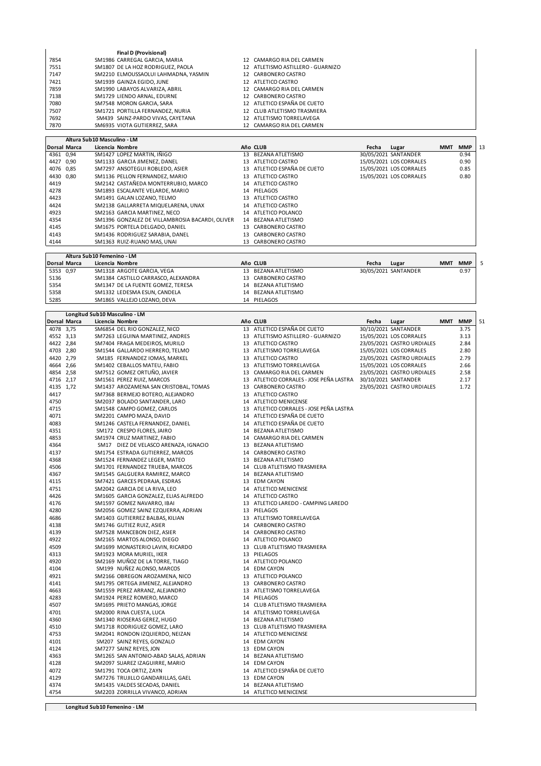| | | Final D (Provisional) | | |
|---|---|---|---|---|
| 7854 | | SM1986 CARREGAL GARCIA, MARIA | 12 | CAMARGO RIA DEL CARMEN |
| 7551 | | SM1807 DE LA HOZ RODRIGUEZ, PAOLA | 12 | ATLETISMO ASTILLERO - GUARNIZO |
| 7147 | | SM2210 ELMOUSSAOLUI LAHMADNA, YASMIN | 12 | CARBONERO CASTRO |
| 7421 | | SM1939 GAINZA EGIDO, JUNE | 12 | ATLETICO CASTRO |
| 7859 | | SM1990 LABAYOS ALVARIZA, ABRIL | 12 | CAMARGO RIA DEL CARMEN |
| 7138 | | SM1729 LIENDO ARNAL, EDURNE | 12 | CARBONERO CASTRO |
| 7080 | | SM7548 MORON GARCIA, SARA | 12 | ATLETICO ESPAÑA DE CUETO |
| 7507 | | SM1721 PORTILLA FERNANDEZ, NURIA | 12 | CLUB ATLETISMO TRASMIERA |
| 7692 | | SM439 SAINZ-PARDO VIVAS, CAYETANA | 12 | ATLETISMO TORRELAVEGA |
| 7870 | | SM6935 VIOTA GUTIERREZ, SARA | 12 | CAMARGO RIA DEL CARMEN |

**Altura Sub10 Masculino - LM** — 13

| Dorsal | Marca | Licencia Nombre | Año | CLUB | Fecha | Lugar | MMT | MMP |
|---|---|---|---|---|---|---|---|---|
| 4361 | 0,94 | SM1427 LOPEZ MARTIN, IÑIGO | 13 | BEZANA ATLETISMO | 30/05/2021 | SANTANDER | | 0.94 |
| 4427 | 0,90 | SM1133 GARCIA JIMENEZ, DANEL | 13 | ATLETICO CASTRO | 15/05/2021 | LOS CORRALES | | 0.90 |
| 4076 | 0,85 | SM7297 ANSOTEGUI ROBLEDO, ASIER | 13 | ATLETICO ESPAÑA DE CUETO | 15/05/2021 | LOS CORRALES | | 0.85 |
| 4430 | 0,80 | SM1136 PELLON FERNANDEZ, MARIO | 13 | ATLETICO CASTRO | 15/05/2021 | LOS CORRALES | | 0.80 |
| 4419 | | SM2142 CASTAÑEDA MONTERRUBIO, MARCO | 14 | ATLETICO CASTRO | | | | |
| 4278 | | SM1893 ESCALANTE VELARDE, MARIO | 14 | PIELAGOS | | | | |
| 4423 | | SM1491 GALAN LOZANO, TELMO | 13 | ATLETICO CASTRO | | | | |
| 4424 | | SM2138 GALLARRETA MIQUELARENA, UNAX | 14 | ATLETICO CASTRO | | | | |
| 4923 | | SM2163 GARCIA MARTINEZ, NECO | 14 | ATLETICO POLANCO | | | | |
| 4354 | | SM1396 GONZALEZ DE VILLAMBROSIA BACARDI, OLIVER | 14 | BEZANA ATLETISMO | | | | |
| 4145 | | SM1675 PORTELA DELGADO, DANIEL | 13 | CARBONERO CASTRO | | | | |
| 4143 | | SM1436 RODRIGUEZ SARABIA, DANEL | 13 | CARBONERO CASTRO | | | | |
| 4144 | | SM1363 RUIZ-RUANO MAS, UNAI | 13 | CARBONERO CASTRO | | | | |

**Altura Sub10 Femenino - LM** — 5

| Dorsal | Marca | Licencia Nombre | Año | CLUB | Fecha | Lugar | MMT | MMP |
|---|---|---|---|---|---|---|---|---|
| 5353 | 0,97 | SM1318 ARGOTE GARCIA, VEGA | 13 | BEZANA ATLETISMO | 30/05/2021 | SANTANDER | | 0.97 |
| 5136 | | SM1384 CASTILLO CARRASCO, ALEXANDRA | 13 | CARBONERO CASTRO | | | | |
| 5354 | | SM1347 DE LA FUENTE GOMEZ, TERESA | 14 | BEZANA ATLETISMO | | | | |
| 5358 | | SM1332 LEDESMA ESUN, CANDELA | 14 | BEZANA ATLETISMO | | | | |
| 5285 | | SM1865 VALLEJO LOZANO, DEVA | 14 | PIELAGOS | | | | |

**Longitud Sub10 Masculino - LM** — 51

| Dorsal | Marca | Licencia Nombre | Año | CLUB | Fecha | Lugar | MMT | MMP |
|---|---|---|---|---|---|---|---|---|
| 4078 | 3,75 | SM6854 DEL RIO GONZALEZ, NICO | 13 | ATLETICO ESPAÑA DE CUETO | 30/10/2021 | SANTANDER | | 3.75 |
| 4552 | 3,13 | SM7263 LEGUINA MARTINEZ, ANDRES | 13 | ATLETISMO ASTILLERO - GUARNIZO | 15/05/2021 | LOS CORRALES | | 3.13 |
| 4422 | 2,84 | SM7404 FRAGA MEDEIROS, MURILO | 13 | ATLETICO CASTRO | 23/05/2021 | CASTRO URDIALES | | 2.84 |
| 4703 | 2,80 | SM1544 GALLARDO HERRERO, TELMO | 13 | ATLETISMO TORRELAVEGA | 15/05/2021 | LOS CORRALES | | 2.80 |
| 4420 | 2,79 | SM185 FERNANDEZ IOMAS, MARKEL | 13 | ATLETICO CASTRO | 23/05/2021 | CASTRO URDIALES | | 2.79 |
| 4664 | 2,66 | SM1402 CEBALLOS MATEU, FABIO | 13 | ATLETISMO TORRELAVEGA | 15/05/2021 | LOS CORRALES | | 2.66 |
| 4854 | 2,58 | SM7512 GOMEZ ORTUÑO, JAVIER | 13 | CAMARGO RIA DEL CARMEN | 23/05/2021 | CASTRO URDIALES | | 2.58 |
| 4716 | 2,17 | SM1561 PEREZ RUIZ, MARCOS | 13 | ATLETICO CORRALES - JOSE PEÑA LASTRA | 30/10/2021 | SANTANDER | | 2.17 |
| 4135 | 1,72 | SM1437 AROZAMENA SAN CRISTOBAL, TOMAS | 13 | CARBONERO CASTRO | 23/05/2021 | CASTRO URDIALES | | 1.72 |
| 4417 | | SM7368 BERMEJO BOTERO, ALEJANDRO | 13 | ATLETICO CASTRO | | | | |
| 4750 | | SM2037 BOLADO SANTANDER, LARO | 14 | ATLETICO MENICENSE | | | | |
| 4715 | | SM1548 CAMPO GOMEZ, CARLOS | 13 | ATLETICO CORRALES - JOSE PEÑA LASTRA | | | | |
| 4071 | | SM2201 CAMPO MAZA, DAVID | 14 | ATLETICO ESPAÑA DE CUETO | | | | |
| 4083 | | SM1246 CASTELA FERNANDEZ, DANIEL | 14 | ATLETICO ESPAÑA DE CUETO | | | | |
| 4351 | | SM172 CRESPO FLORES, JAIRO | 14 | BEZANA ATLETISMO | | | | |
| 4853 | | SM1974 CRUZ MARTINEZ, FABIO | 14 | CAMARGO RIA DEL CARMEN | | | | |
| 4364 | | SM17 DIEZ DE VELASCO ARENAZA, IGNACIO | 13 | BEZANA ATLETISMO | | | | |
| 4137 | | SM1754 ESTRADA GUTIERREZ, MARCOS | 14 | CARBONERO CASTRO | | | | |
| 4368 | | SM1524 FERNANDEZ LEGER, MATEO | 13 | BEZANA ATLETISMO | | | | |
| 4506 | | SM1701 FERNANDEZ TRUEBA, MARCOS | 14 | CLUB ATLETISMO TRASMIERA | | | | |
| 4367 | | SM1545 GALGUERA RAMIREZ, MARCO | 14 | BEZANA ATLETISMO | | | | |
| 4115 | | SM7421 GARCES PEDRAJA, ESDRAS | 13 | EDM CAYON | | | | |
| 4751 | | SM2042 GARCIA DE LA RIVA, LEO | 14 | ATLETICO MENICENSE | | | | |
| 4426 | | SM1605 GARCIA GONZALEZ, ELIAS ALFREDO | 14 | ATLETICO CASTRO | | | | |
| 4176 | | SM1597 GOMEZ NAVARRO, IBAI | 13 | ATLETICO LAREDO - CAMPING LAREDO | | | | |
| 4280 | | SM2056 GOMEZ SAINZ EZQUERRA, ADRIAN | 13 | PIELAGOS | | | | |
| 4686 | | SM1403 GUTIERREZ BALBAS, KILIAN | 13 | ATLETISMO TORRELAVEGA | | | | |
| 4138 | | SM1746 GUTIEZ RUIZ, ASIER | 14 | CARBONERO CASTRO | | | | |
| 4139 | | SM7528 MANCEBON DIEZ, ASIER | 14 | CARBONERO CASTRO | | | | |
| 4922 | | SM2165 MARTOS ALONSO, DIEGO | 14 | ATLETICO POLANCO | | | | |
| 4509 | | SM1699 MONASTERIO LAVIN, RICARDO | 13 | CLUB ATLETISMO TRASMIERA | | | | |
| 4313 | | SM1923 MORA MURIEL, IKER | 13 | PIELAGOS | | | | |
| 4920 | | SM2169 MUÑOZ DE LA TORRE, TIAGO | 14 | ATLETICO POLANCO | | | | |
| 4104 | | SM199 NUÑEZ ALONSO, MARCOS | 14 | EDM CAYON | | | | |
| 4921 | | SM2166 OBREGON AROZAMENA, NICO | 13 | ATLETICO POLANCO | | | | |
| 4141 | | SM1795 ORTEGA JIMENEZ, ALEJANDRO | 13 | CARBONERO CASTRO | | | | |
| 4663 | | SM1559 PEREZ ARRANZ, ALEJANDRO | 13 | ATLETISMO TORRELAVEGA | | | | |
| 4283 | | SM1924 PEREZ ROMERO, MARCO | 14 | PIELAGOS | | | | |
| 4507 | | SM1695 PRIETO MANGAS, JORGE | 14 | CLUB ATLETISMO TRASMIERA | | | | |
| 4701 | | SM2000 RINA CUESTA, LUCA | 14 | ATLETISMO TORRELAVEGA | | | | |
| 4360 | | SM1340 RIOSERAS GEREZ, HUGO | 14 | BEZANA ATLETISMO | | | | |
| 4510 | | SM1718 RODRIGUEZ GOMEZ, LARO | 13 | CLUB ATLETISMO TRASMIERA | | | | |
| 4753 | | SM2041 RONDON IZQUIERDO, NEIZAN | 14 | ATLETICO MENICENSE | | | | |
| 4101 | | SM207 SAINZ REYES, GONZALO | 14 | EDM CAYON | | | | |
| 4124 | | SM7277 SAINZ REYES, JON | 13 | EDM CAYON | | | | |
| 4363 | | SM1265 SAN ANTONIO-ABAD SALAS, ADRIAN | 14 | BEZANA ATLETISMO | | | | |
| 4128 | | SM2097 SUAREZ IZAGUIRRE, MARIO | 14 | EDM CAYON | | | | |
| 4072 | | SM1791 TOCA ORTIZ, ZAYN | 14 | ATLETICO ESPAÑA DE CUETO | | | | |
| 4129 | | SM7276 TRUJILLO GANDARILLAS, GAEL | 13 | EDM CAYON | | | | |
| 4374 | | SM1435 VALDES SECADAS, DANIEL | 14 | BEZANA ATLETISMO | | | | |
| 4754 | | SM2203 ZORRILLA VIVANCO, ADRIAN | 14 | ATLETICO MENICENSE | | | | |

**Longitud Sub10 Femenino - LM**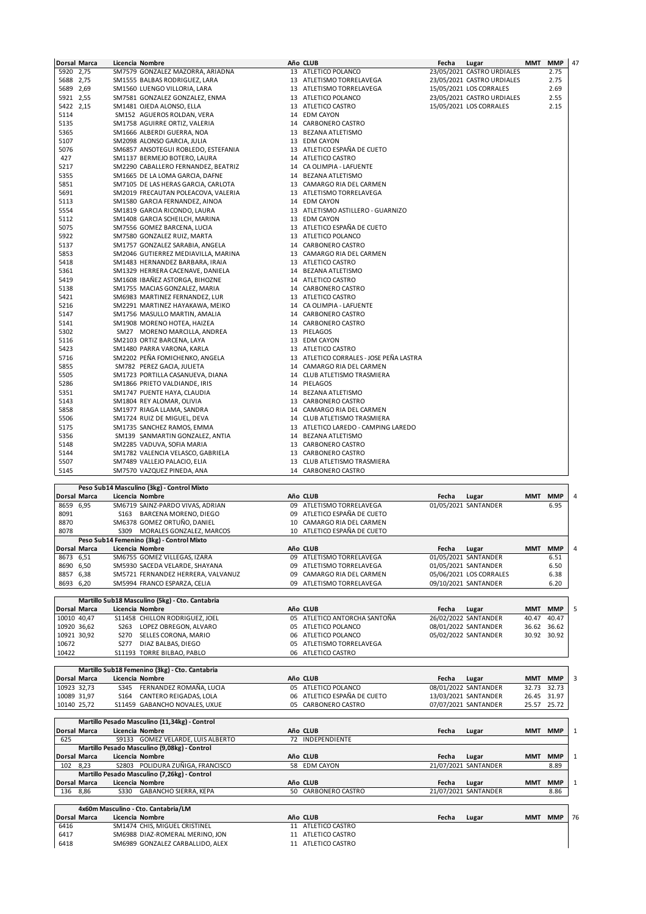| Dorsal | Marca | Licencia | Nombre | Año | CLUB | Fecha | Lugar | MMT | MMP | 47 |
|---|---|---|---|---|---|---|---|---|---|---|
| 5920 | 2,75 | SM7579 | GONZALEZ MAZORRA, ARIADNA | 13 | ATLETICO POLANCO | 23/05/2021 | CASTRO URDIALES | | 2.75 | |
| 5688 | 2,75 | SM1555 | BALBAS RODRIGUEZ, LARA | 13 | ATLETISMO TORRELAVEGA | 23/05/2021 | CASTRO URDIALES | | 2.75 | |
| 5689 | 2,69 | SM1560 | LUENGO VILLORIA, LARA | 13 | ATLETISMO TORRELAVEGA | 15/05/2021 | LOS CORRALES | | 2.69 | |
| 5921 | 2,55 | SM7581 | GONZALEZ GONZALEZ, ENMA | 13 | ATLETICO POLANCO | 23/05/2021 | CASTRO URDIALES | | 2.55 | |
| 5422 | 2,15 | SM1481 | OJEDA ALONSO, ELLA | 13 | ATLETICO CASTRO | 15/05/2021 | LOS CORRALES | | 2.15 | |
| 5114 | | SM152 | AGUEROS ROLDAN, VERA | 14 | EDM CAYON | | | | | |
| 5135 | | SM1758 | AGUIRRE ORTIZ, VALERIA | 14 | CARBONERO CASTRO | | | | | |
| 5365 | | SM1666 | ALBERDI GUERRA, NOA | 13 | BEZANA ATLETISMO | | | | | |
| 5107 | | SM2098 | ALONSO GARCIA, JULIA | 13 | EDM CAYON | | | | | |
| 5076 | | SM6857 | ANSOTEGUI ROBLEDO, ESTEFANIA | 13 | ATLETICO ESPAÑA DE CUETO | | | | | |
| 427 | | SM1137 | BERMEJO BOTERO, LAURA | 14 | ATLETICO CASTRO | | | | | |
| 5217 | | SM2290 | CABALLERO FERNANDEZ, BEATRIZ | 14 | CA OLIMPIA - LAFUENTE | | | | | |
| 5355 | | SM1665 | DE LA LOMA GARCIA, DAFNE | 14 | BEZANA ATLETISMO | | | | | |
| 5851 | | SM7105 | DE LAS HERAS GARCIA, CARLOTA | 13 | CAMARGO RIA DEL CARMEN | | | | | |
| 5691 | | SM2019 | FRECAUTAN POLEACOVA, VALERIA | 13 | ATLETISMO TORRELAVEGA | | | | | |
| 5113 | | SM1580 | GARCIA FERNANDEZ, AINOA | 14 | EDM CAYON | | | | | |
| 5554 | | SM1819 | GARCIA RICONDO, LAURA | 13 | ATLETISMO ASTILLERO - GUARNIZO | | | | | |
| 5112 | | SM1408 | GARCIA SCHEILCH, MARINA | 13 | EDM CAYON | | | | | |
| 5075 | | SM7556 | GOMEZ BARCENA, LUCIA | 13 | ATLETICO ESPAÑA DE CUETO | | | | | |
| 5922 | | SM7580 | GONZALEZ RUIZ, MARTA | 13 | ATLETICO POLANCO | | | | | |
| 5137 | | SM1757 | GONZALEZ SARABIA, ANGELA | 14 | CARBONERO CASTRO | | | | | |
| 5853 | | SM2046 | GUTIERREZ MEDIAVILLA, MARINA | 13 | CAMARGO RIA DEL CARMEN | | | | | |
| 5418 | | SM1483 | HERNANDEZ BARBARA, IRAIA | 13 | ATLETICO CASTRO | | | | | |
| 5361 | | SM1329 | HERRERA CACENAVE, DANIELA | 14 | BEZANA ATLETISMO | | | | | |
| 5419 | | SM1608 | IBAÑEZ ASTORGA, BIHOZNE | 14 | ATLETICO CASTRO | | | | | |
| 5138 | | SM1755 | MACIAS GONZALEZ, MARIA | 14 | CARBONERO CASTRO | | | | | |
| 5421 | | SM6983 | MARTINEZ FERNANDEZ, LUR | 13 | ATLETICO CASTRO | | | | | |
| 5216 | | SM2291 | MARTINEZ HAYAKAWA, MEIKO | 14 | CA OLIMPIA - LAFUENTE | | | | | |
| 5147 | | SM1756 | MASULLO MARTIN, AMALIA | 14 | CARBONERO CASTRO | | | | | |
| 5141 | | SM1908 | MORENO HOTEA, HAIZEA | 14 | CARBONERO CASTRO | | | | | |
| 5302 | | SM27 | MORENO MARCILLA, ANDREA | 13 | PIELAGOS | | | | | |
| 5116 | | SM2103 | ORTIZ BARCENA, LAYA | 13 | EDM CAYON | | | | | |
| 5423 | | SM1480 | PARRA VARONA, KARLA | 13 | ATLETICO CASTRO | | | | | |
| 5716 | | SM2202 | PEÑA FOMICHENKO, ANGELA | 13 | ATLETICO CORRALES - JOSE PEÑA LASTRA | | | | | |
| 5855 | | SM782 | PEREZ GACIA, JULIETA | 14 | CAMARGO RIA DEL CARMEN | | | | | |
| 5505 | | SM1723 | PORTILLA CASANUEVA, DIANA | 14 | CLUB ATLETISMO TRASMIERA | | | | | |
| 5286 | | SM1866 | PRIETO VALDIANDE, IRIS | 14 | PIELAGOS | | | | | |
| 5351 | | SM1747 | PUENTE HAYA, CLAUDIA | 14 | BEZANA ATLETISMO | | | | | |
| 5143 | | SM1804 | REY ALOMAR, OLIVIA | 13 | CARBONERO CASTRO | | | | | |
| 5858 | | SM1977 | RIAGA LLAMA, SANDRA | 14 | CAMARGO RIA DEL CARMEN | | | | | |
| 5506 | | SM1724 | RUIZ DE MIGUEL, DEVA | 14 | CLUB ATLETISMO TRASMIERA | | | | | |
| 5175 | | SM1735 | SANCHEZ RAMOS, EMMA | 13 | ATLETICO LAREDO - CAMPING LAREDO | | | | | |
| 5356 | | SM139 | SANMARTIN GONZALEZ, ANTIA | 14 | BEZANA ATLETISMO | | | | | |
| 5148 | | SM2285 | VADUVA, SOFIA MARIA | 13 | CARBONERO CASTRO | | | | | |
| 5144 | | SM1782 | VALENCIA VELASCO, GABRIELA | 13 | CARBONERO CASTRO | | | | | |
| 5507 | | SM7489 | VALLEJO PALACIO, ELIA | 13 | CLUB ATLETISMO TRASMIERA | | | | | |
| 5145 | | SM7570 | VAZQUEZ PINEDA, ANA | 14 | CARBONERO CASTRO | | | | | |

**Peso Sub14 Masculino (3kg) - Control Mixto**

| Dorsal | Marca | Licencia | Nombre | Año | CLUB | Fecha | Lugar | MMT | MMP | 4 |
|---|---|---|---|---|---|---|---|---|---|---|
| 8659 | 6,95 | SM6719 | SAINZ-PARDO VIVAS, ADRIAN | 09 | ATLETISMO TORRELAVEGA | 01/05/2021 | SANTANDER | | 6.95 | |
| 8091 | | S163 | BARCENA MORENO, DIEGO | 09 | ATLETICO ESPAÑA DE CUETO | | | | | |
| 8870 | | SM6378 | GOMEZ ORTUÑO, DANIEL | 10 | CAMARGO RIA DEL CARMEN | | | | | |
| 8078 | | S309 | MORALES GONZALEZ, MARCOS | 10 | ATLETICO ESPAÑA DE CUETO | | | | | |

**Peso Sub14 Femenino (3kg) - Control Mixto**

| Dorsal | Marca | Licencia | Nombre | Año | CLUB | Fecha | Lugar | MMT | MMP | 4 |
|---|---|---|---|---|---|---|---|---|---|---|
| 8673 | 6,51 | SM6755 | GOMEZ VILLEGAS, IZARA | 09 | ATLETISMO TORRELAVEGA | 01/05/2021 | SANTANDER | | 6.51 | |
| 8690 | 6,50 | SM5930 | SACEDA VELARDE, SHAYANA | 09 | ATLETISMO TORRELAVEGA | 01/05/2021 | SANTANDER | | 6.50 | |
| 8857 | 6,38 | SM5721 | FERNANDEZ HERRERA, VALVANUZ | 09 | CAMARGO RIA DEL CARMEN | 05/06/2021 | LOS CORRALES | | 6.38 | |
| 8693 | 6,20 | SM5994 | FRANCO ESPARZA, CELIA | 09 | ATLETISMO TORRELAVEGA | 09/10/2021 | SANTANDER | | 6.20 | |

**Martillo Sub18 Masculino (5kg) - Cto. Cantabria**

| Dorsal | Marca | Licencia | Nombre | Año | CLUB | Fecha | Lugar | MMT | MMP | 5 |
|---|---|---|---|---|---|---|---|---|---|---|
| 10010 | 40,47 | S11458 | CHILLON RODRIGUEZ, JOEL | 05 | ATLETICO ANTORCHA SANTOÑA | 26/02/2022 | SANTANDER | 40.47 | 40.47 | |
| 10920 | 36,62 | S263 | LOPEZ OBREGON, ALVARO | 05 | ATLETICO POLANCO | 08/01/2022 | SANTANDER | 36.62 | 36.62 | |
| 10921 | 30,92 | S270 | SELLES CORONA, MARIO | 06 | ATLETICO POLANCO | 05/02/2022 | SANTANDER | 30.92 | 30.92 | |
| 10672 | | S277 | DIAZ BALBAS, DIEGO | 05 | ATLETISMO TORRELAVEGA | | | | | |
| 10422 | | S11193 | TORRE BILBAO, PABLO | 06 | ATLETICO CASTRO | | | | | |

**Martillo Sub18 Femenino (3kg) - Cto. Cantabria**

| Dorsal | Marca | Licencia | Nombre | Año | CLUB | Fecha | Lugar | MMT | MMP | 3 |
|---|---|---|---|---|---|---|---|---|---|---|
| 10923 | 32,73 | S345 | FERNANDEZ ROMAÑA, LUCIA | 05 | ATLETICO POLANCO | 08/01/2022 | SANTANDER | 32.73 | 32.73 | |
| 10089 | 31,97 | S164 | CANTERO REIGADAS, LOLA | 06 | ATLETICO ESPAÑA DE CUETO | 13/03/2021 | SANTANDER | 26.45 | 31.97 | |
| 10140 | 25,72 | S11459 | GABANCHO NOVALES, UXUE | 05 | CARBONERO CASTRO | 07/07/2021 | SANTANDER | 25.57 | 25.72 | |

**Martillo Pesado Masculino (11,34kg) - Control**

| Dorsal | Marca | Licencia | Nombre | Año | CLUB | Fecha | Lugar | MMT | MMP | 1 |
|---|---|---|---|---|---|---|---|---|---|---|
| 625 | | S9133 | GOMEZ VELARDE, LUIS ALBERTO | 72 | INDEPENDIENTE | | | | | |

**Martillo Pesado Masculino (9,08kg) - Control**

| Dorsal | Marca | Licencia | Nombre | Año | CLUB | Fecha | Lugar | MMT | MMP | 1 |
|---|---|---|---|---|---|---|---|---|---|---|
| 102 | 8,23 | S2803 | POLIDURA ZUÑIGA, FRANCISCO | 58 | EDM CAYON | 21/07/2021 | SANTANDER | | 8.89 | |

**Martillo Pesado Masculino (7,26kg) - Control**

| Dorsal | Marca | Licencia | Nombre | Año | CLUB | Fecha | Lugar | MMT | MMP | 1 |
|---|---|---|---|---|---|---|---|---|---|---|
| 136 | 8,86 | S330 | GABANCHO SIERRA, KEPA | 50 | CARBONERO CASTRO | 21/07/2021 | SANTANDER | | 8.86 | |

**4x60m Masculino - Cto. Cantabria/LM**

| Dorsal | Marca | Licencia | Nombre | Año | CLUB | Fecha | Lugar | MMT | MMP | 76 |
|---|---|---|---|---|---|---|---|---|---|---|
| 6416 | | SM1474 | CHIS, MIGUEL CRISTINEL | 11 | ATLETICO CASTRO | | | | | |
| 6417 | | SM6988 | DIAZ-ROMERAL MERINO, JON | 11 | ATLETICO CASTRO | | | | | |
| 6418 | | SM6989 | GONZALEZ CARBALLIDO, ALEX | 11 | ATLETICO CASTRO | | | | | |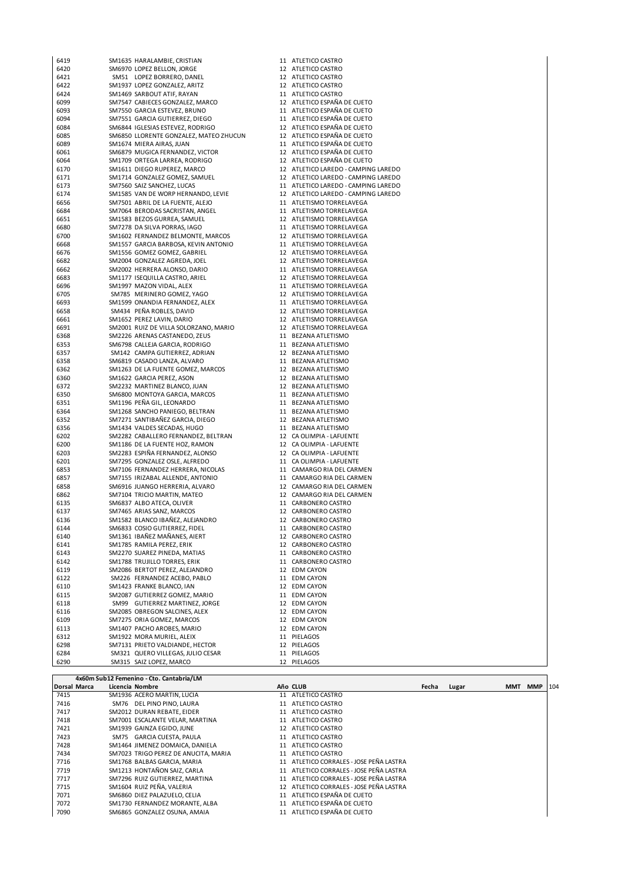| Dorsal | Marca | Licencia | Nombre | Año | CLUB |
|---|---|---|---|---|---|
| 6419 | | SM1635 | HARALAMBIE, CRISTIAN | 11 | ATLETICO CASTRO |
| 6420 | | SM6970 | LOPEZ BELLON, JORGE | 12 | ATLETICO CASTRO |
| 6421 | | SM51 | LOPEZ BORRERO, DANEL | 12 | ATLETICO CASTRO |
| 6422 | | SM1937 | LOPEZ GONZALEZ, ARITZ | 12 | ATLETICO CASTRO |
| 6424 | | SM1469 | SARBOUT ATIF, RAYAN | 11 | ATLETICO CASTRO |
| 6099 | | SM7547 | CABIECES GONZALEZ, MARCO | 12 | ATLETICO ESPAÑA DE CUETO |
| 6093 | | SM7550 | GARCIA ESTEVEZ, BRUNO | 11 | ATLETICO ESPAÑA DE CUETO |
| 6094 | | SM7551 | GARCIA GUTIERREZ, DIEGO | 11 | ATLETICO ESPAÑA DE CUETO |
| 6084 | | SM6844 | IGLESIAS ESTEVEZ, RODRIGO | 12 | ATLETICO ESPAÑA DE CUETO |
| 6085 | | SM6850 | LLORENTE GONZALEZ, MATEO ZHUCUN | 12 | ATLETICO ESPAÑA DE CUETO |
| 6089 | | SM1674 | MIERA AIRAS, JUAN | 11 | ATLETICO ESPAÑA DE CUETO |
| 6061 | | SM6879 | MUGICA FERNANDEZ, VICTOR | 12 | ATLETICO ESPAÑA DE CUETO |
| 6064 | | SM1709 | ORTEGA LARREA, RODRIGO | 12 | ATLETICO ESPAÑA DE CUETO |
| 6170 | | SM1611 | DIEGO RUPEREZ, MARCO | 12 | ATLETICO LAREDO - CAMPING LAREDO |
| 6171 | | SM1714 | GONZALEZ GOMEZ, SAMUEL | 12 | ATLETICO LAREDO - CAMPING LAREDO |
| 6173 | | SM7560 | SAIZ SANCHEZ, LUCAS | 11 | ATLETICO LAREDO - CAMPING LAREDO |
| 6174 | | SM1585 | VAN DE WORP HERNANDO, LEVIE | 12 | ATLETICO LAREDO - CAMPING LAREDO |
| 6656 | | SM7501 | ABRIL DE LA FUENTE, ALEJO | 11 | ATLETISMO TORRELAVEGA |
| 6684 | | SM7064 | BERODAS SACRISTAN, ANGEL | 11 | ATLETISMO TORRELAVEGA |
| 6651 | | SM1583 | BEZOS GURREA, SAMUEL | 12 | ATLETISMO TORRELAVEGA |
| 6680 | | SM7278 | DA SILVA PORRAS, IAGO | 11 | ATLETISMO TORRELAVEGA |
| 6700 | | SM1602 | FERNANDEZ BELMONTE, MARCOS | 12 | ATLETISMO TORRELAVEGA |
| 6668 | | SM1557 | GARCIA BARBOSA, KEVIN ANTONIO | 11 | ATLETISMO TORRELAVEGA |
| 6676 | | SM1556 | GOMEZ GOMEZ, GABRIEL | 12 | ATLETISMO TORRELAVEGA |
| 6682 | | SM2004 | GONZALEZ AGREDA, JOEL | 12 | ATLETISMO TORRELAVEGA |
| 6662 | | SM2002 | HERRERA ALONSO, DARIO | 11 | ATLETISMO TORRELAVEGA |
| 6683 | | SM1177 | ISEQUILLA CASTRO, ARIEL | 12 | ATLETISMO TORRELAVEGA |
| 6696 | | SM1997 | MAZON VIDAL, ALEX | 11 | ATLETISMO TORRELAVEGA |
| 6705 | | SM785 | MERINERO GOMEZ, YAGO | 12 | ATLETISMO TORRELAVEGA |
| 6693 | | SM1599 | ONANDIA FERNANDEZ, ALEX | 11 | ATLETISMO TORRELAVEGA |
| 6658 | | SM434 | PEÑA ROBLES, DAVID | 12 | ATLETISMO TORRELAVEGA |
| 6661 | | SM1652 | PEREZ LAVIN, DARIO | 12 | ATLETISMO TORRELAVEGA |
| 6691 | | SM2001 | RUIZ DE VILLA SOLORZANO, MARIO | 12 | ATLETISMO TORRELAVEGA |
| 6368 | | SM2226 | ARENAS CASTANEDO, ZEUS | 11 | BEZANA ATLETISMO |
| 6353 | | SM6798 | CALLEJA GARCIA, RODRIGO | 11 | BEZANA ATLETISMO |
| 6357 | | SM142 | CAMPA GUTIERREZ, ADRIAN | 12 | BEZANA ATLETISMO |
| 6358 | | SM6819 | CASADO LANZA, ALVARO | 11 | BEZANA ATLETISMO |
| 6362 | | SM1263 | DE LA FUENTE GOMEZ, MARCOS | 12 | BEZANA ATLETISMO |
| 6360 | | SM1622 | GARCIA PEREZ, ASON | 12 | BEZANA ATLETISMO |
| 6372 | | SM2232 | MARTINEZ BLANCO, JUAN | 12 | BEZANA ATLETISMO |
| 6350 | | SM6800 | MONTOYA GARCIA, MARCOS | 11 | BEZANA ATLETISMO |
| 6351 | | SM1196 | PEÑA GIL, LEONARDO | 11 | BEZANA ATLETISMO |
| 6364 | | SM1268 | SANCHO PANIEGO, BELTRAN | 11 | BEZANA ATLETISMO |
| 6352 | | SM7271 | SANTIBAÑEZ GARCIA, DIEGO | 12 | BEZANA ATLETISMO |
| 6356 | | SM1434 | VALDES SECADAS, HUGO | 11 | BEZANA ATLETISMO |
| 6202 | | SM2282 | CABALLERO FERNANDEZ, BELTRAN | 12 | CA OLIMPIA - LAFUENTE |
| 6200 | | SM1186 | DE LA FUENTE HOZ, RAMON | 12 | CA OLIMPIA - LAFUENTE |
| 6203 | | SM2283 | ESPIÑA FERNANDEZ, ALONSO | 12 | CA OLIMPIA - LAFUENTE |
| 6201 | | SM7295 | GONZALEZ OSLE, ALFREDO | 11 | CA OLIMPIA - LAFUENTE |
| 6853 | | SM7106 | FERNANDEZ HERRERA, NICOLAS | 11 | CAMARGO RIA DEL CARMEN |
| 6857 | | SM7155 | IRIZABAL ALLENDE, ANTONIO | 11 | CAMARGO RIA DEL CARMEN |
| 6858 | | SM6916 | JUANGO HERRERIA, ALVARO | 12 | CAMARGO RIA DEL CARMEN |
| 6862 | | SM7104 | TRICIO MARTIN, MATEO | 12 | CAMARGO RIA DEL CARMEN |
| 6135 | | SM6837 | ALBO ATECA, OLIVER | 11 | CARBONERO CASTRO |
| 6137 | | SM7465 | ARIAS SANZ, MARCOS | 12 | CARBONERO CASTRO |
| 6136 | | SM1582 | BLANCO IBAÑEZ, ALEJANDRO | 12 | CARBONERO CASTRO |
| 6144 | | SM6833 | COSIO GUTIERREZ, FIDEL | 11 | CARBONERO CASTRO |
| 6140 | | SM1361 | IBAÑEZ MAÑANES, AIERT | 12 | CARBONERO CASTRO |
| 6141 | | SM1785 | RAMILA PEREZ, ERIK | 12 | CARBONERO CASTRO |
| 6143 | | SM2270 | SUAREZ PINEDA, MATIAS | 11 | CARBONERO CASTRO |
| 6142 | | SM1788 | TRUJILLO TORRES, ERIK | 11 | CARBONERO CASTRO |
| 6119 | | SM2086 | BERTOT PEREZ, ALEJANDRO | 12 | EDM CAYON |
| 6122 | | SM226 | FERNANDEZ ACEBO, PABLO | 11 | EDM CAYON |
| 6110 | | SM1423 | FRANKE BLANCO, IAN | 12 | EDM CAYON |
| 6115 | | SM2087 | GUTIERREZ GOMEZ, MARIO | 11 | EDM CAYON |
| 6118 | | SM99 | GUTIERREZ MARTINEZ, JORGE | 12 | EDM CAYON |
| 6116 | | SM2085 | OBREGON SALCINES, ALEX | 12 | EDM CAYON |
| 6109 | | SM7275 | ORIA GOMEZ, MARCOS | 12 | EDM CAYON |
| 6113 | | SM1407 | PACHO AROBES, MARIO | 12 | EDM CAYON |
| 6312 | | SM1922 | MORA MURIEL, ALEIX | 11 | PIELAGOS |
| 6298 | | SM7131 | PRIETO VALDIANDE, HECTOR | 12 | PIELAGOS |
| 6284 | | SM321 | QUERO VILLEGAS, JULIO CESAR | 11 | PIELAGOS |
| 6290 | | SM315 | SAIZ LOPEZ, MARCO | 12 | PIELAGOS |

**4x60m Sub12 Femenino - Cto. Cantabria/LM**

| Dorsal | Marca | Licencia | Nombre | Año | CLUB | Fecha | Lugar | MMT | MMP | 104 |
|---|---|---|---|---|---|---|---|---|---|---|
| 7415 | | SM1936 | ACERO MARTIN, LUCIA | 11 | ATLETICO CASTRO | | | | | |
| 7416 | | SM76 | DEL PINO PINO, LAURA | 11 | ATLETICO CASTRO | | | | | |
| 7417 | | SM2012 | DURAN REBATE, EIDER | 11 | ATLETICO CASTRO | | | | | |
| 7418 | | SM7001 | ESCALANTE VELAR, MARTINA | 11 | ATLETICO CASTRO | | | | | |
| 7421 | | SM1939 | GAINZA EGIDO, JUNE | 12 | ATLETICO CASTRO | | | | | |
| 7423 | | SM75 | GARCIA CUESTA, PAULA | 11 | ATLETICO CASTRO | | | | | |
| 7428 | | SM1464 | JIMENEZ DOMAICA, DANIELA | 11 | ATLETICO CASTRO | | | | | |
| 7434 | | SM7023 | TRIGO PEREZ DE ANUCITA, MARIA | 11 | ATLETICO CASTRO | | | | | |
| 7716 | | SM1768 | BALBAS GARCIA, MARIA | 11 | ATLETICO CORRALES - JOSE PEÑA LASTRA | | | | | |
| 7719 | | SM1213 | HONTAÑON SAIZ, CARLA | 11 | ATLETICO CORRALES - JOSE PEÑA LASTRA | | | | | |
| 7717 | | SM7296 | RUIZ GUTIERREZ, MARTINA | 11 | ATLETICO CORRALES - JOSE PEÑA LASTRA | | | | | |
| 7715 | | SM1604 | RUIZ PEÑA, VALERIA | 12 | ATLETICO CORRALES - JOSE PEÑA LASTRA | | | | | |
| 7071 | | SM6860 | DIEZ PALAZUELO, CELIA | 11 | ATLETICO ESPAÑA DE CUETO | | | | | |
| 7072 | | SM1730 | FERNANDEZ MORANTE, ALBA | 11 | ATLETICO ESPAÑA DE CUETO | | | | | |
| 7090 | | SM6865 | GONZALEZ OSUNA, AMAIA | 11 | ATLETICO ESPAÑA DE CUETO | | | | | |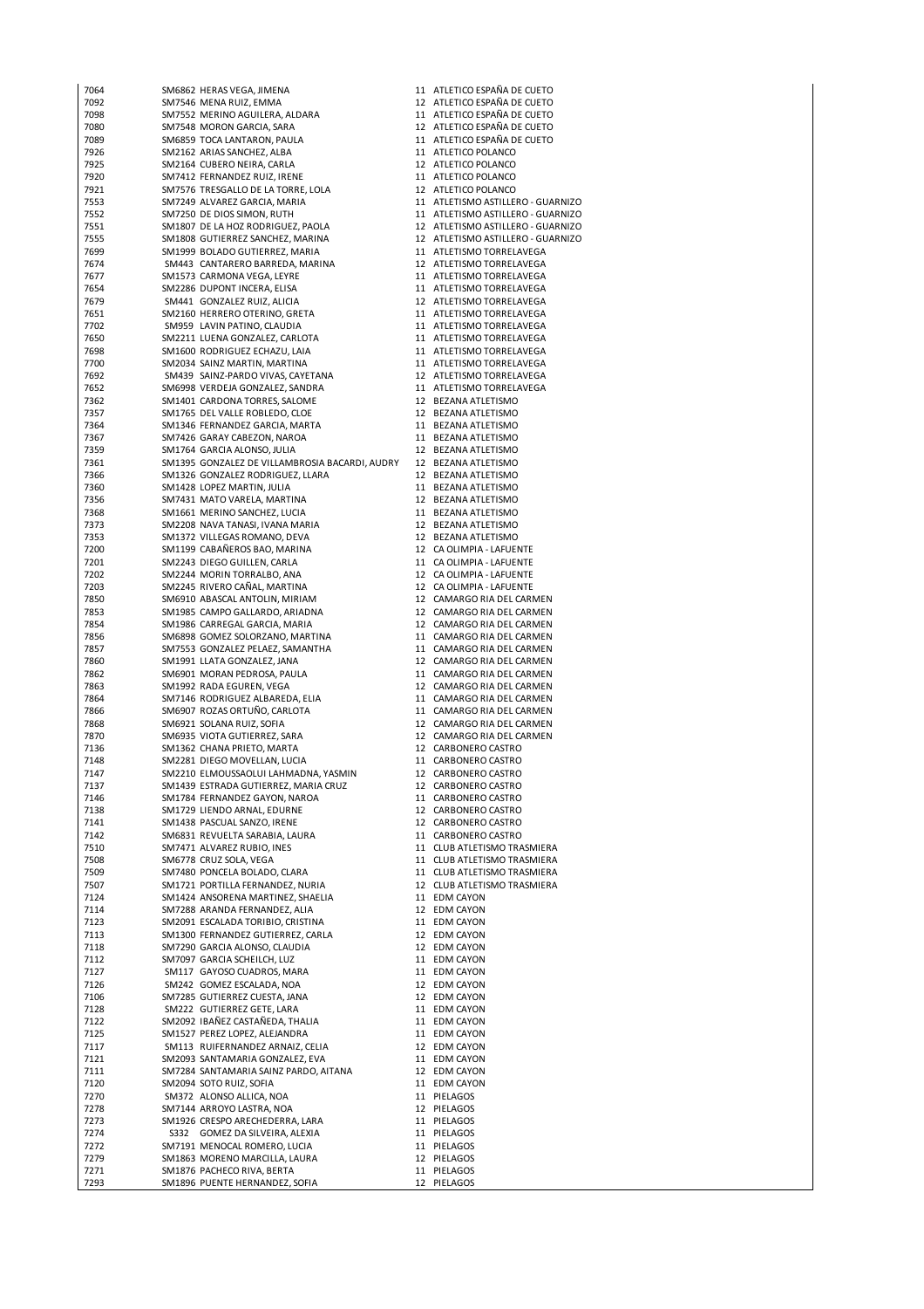| | | | | |
|---|---|---|---|---|
| 7064 | SM6862 | HERAS VEGA, JIMENA | 11 | ATLETICO ESPAÑA DE CUETO |
| 7092 | SM7546 | MENA RUIZ, EMMA | 12 | ATLETICO ESPAÑA DE CUETO |
| 7098 | SM7552 | MERINO AGUILERA, ALDARA | 11 | ATLETICO ESPAÑA DE CUETO |
| 7080 | SM7548 | MORON GARCIA, SARA | 12 | ATLETICO ESPAÑA DE CUETO |
| 7089 | SM6859 | TOCA LANTARON, PAULA | 11 | ATLETICO ESPAÑA DE CUETO |
| 7926 | SM2162 | ARIAS SANCHEZ, ALBA | 11 | ATLETICO POLANCO |
| 7925 | SM2164 | CUBERO NEIRA, CARLA | 12 | ATLETICO POLANCO |
| 7920 | SM7412 | FERNANDEZ RUIZ, IRENE | 11 | ATLETICO POLANCO |
| 7921 | SM7576 | TRESGALLO DE LA TORRE, LOLA | 12 | ATLETICO POLANCO |
| 7553 | SM7249 | ALVAREZ GARCIA, MARIA | 11 | ATLETISMO ASTILLERO - GUARNIZO |
| 7552 | SM7250 | DE DIOS SIMON, RUTH | 11 | ATLETISMO ASTILLERO - GUARNIZO |
| 7551 | SM1807 | DE LA HOZ RODRIGUEZ, PAOLA | 12 | ATLETISMO ASTILLERO - GUARNIZO |
| 7555 | SM1808 | GUTIERREZ SANCHEZ, MARINA | 12 | ATLETISMO ASTILLERO - GUARNIZO |
| 7699 | SM1999 | BOLADO GUTIERREZ, MARIA | 11 | ATLETISMO TORRELAVEGA |
| 7674 | SM443 | CANTARERO BARREDA, MARINA | 12 | ATLETISMO TORRELAVEGA |
| 7677 | SM1573 | CARMONA VEGA, LEYRE | 11 | ATLETISMO TORRELAVEGA |
| 7654 | SM2286 | DUPONT INCERA, ELISA | 11 | ATLETISMO TORRELAVEGA |
| 7679 | SM441 | GONZALEZ RUIZ, ALICIA | 12 | ATLETISMO TORRELAVEGA |
| 7651 | SM2160 | HERRERO OTERINO, GRETA | 11 | ATLETISMO TORRELAVEGA |
| 7702 | SM959 | LAVIN PATINO, CLAUDIA | 11 | ATLETISMO TORRELAVEGA |
| 7650 | SM2211 | LUENA GONZALEZ, CARLOTA | 11 | ATLETISMO TORRELAVEGA |
| 7698 | SM1600 | RODRIGUEZ ECHAZU, LAIA | 11 | ATLETISMO TORRELAVEGA |
| 7700 | SM2034 | SAINZ MARTIN, MARTINA | 11 | ATLETISMO TORRELAVEGA |
| 7692 | SM439 | SAINZ-PARDO VIVAS, CAYETANA | 12 | ATLETISMO TORRELAVEGA |
| 7652 | SM6998 | VERDEJA GONZALEZ, SANDRA | 11 | ATLETISMO TORRELAVEGA |
| 7362 | SM1401 | CARDONA TORRES, SALOME | 12 | BEZANA ATLETISMO |
| 7357 | SM1765 | DEL VALLE ROBLEDO, CLOE | 12 | BEZANA ATLETISMO |
| 7364 | SM1346 | FERNANDEZ GARCIA, MARTA | 11 | BEZANA ATLETISMO |
| 7367 | SM7426 | GARAY CABEZON, NAROA | 11 | BEZANA ATLETISMO |
| 7359 | SM1764 | GARCIA ALONSO, JULIA | 12 | BEZANA ATLETISMO |
| 7361 | SM1395 | GONZALEZ DE VILLAMBROSIA BACARDI, AUDRY | 12 | BEZANA ATLETISMO |
| 7366 | SM1326 | GONZALEZ RODRIGUEZ, LLARA | 12 | BEZANA ATLETISMO |
| 7360 | SM1428 | LOPEZ MARTIN, JULIA | 11 | BEZANA ATLETISMO |
| 7356 | SM7431 | MATO VARELA, MARTINA | 12 | BEZANA ATLETISMO |
| 7368 | SM1661 | MERINO SANCHEZ, LUCIA | 11 | BEZANA ATLETISMO |
| 7373 | SM2208 | NAVA TANASI, IVANA MARIA | 12 | BEZANA ATLETISMO |
| 7353 | SM1372 | VILLEGAS ROMANO, DEVA | 12 | BEZANA ATLETISMO |
| 7200 | SM1199 | CABAÑEROS BAO, MARINA | 12 | CA OLIMPIA - LAFUENTE |
| 7201 | SM2243 | DIEGO GUILLEN, CARLA | 11 | CA OLIMPIA - LAFUENTE |
| 7202 | SM2244 | MORIN TORRALBO, ANA | 12 | CA OLIMPIA - LAFUENTE |
| 7203 | SM2245 | RIVERO CAÑAL, MARTINA | 12 | CA OLIMPIA - LAFUENTE |
| 7850 | SM6910 | ABASCAL ANTOLIN, MIRIAM | 12 | CAMARGO RIA DEL CARMEN |
| 7853 | SM1985 | CAMPO GALLARDO, ARIADNA | 12 | CAMARGO RIA DEL CARMEN |
| 7854 | SM1986 | CARREGAL GARCIA, MARIA | 12 | CAMARGO RIA DEL CARMEN |
| 7856 | SM6898 | GOMEZ SOLORZANO, MARTINA | 11 | CAMARGO RIA DEL CARMEN |
| 7857 | SM7553 | GONZALEZ PELAEZ, SAMANTHA | 11 | CAMARGO RIA DEL CARMEN |
| 7860 | SM1991 | LLATA GONZALEZ, JANA | 12 | CAMARGO RIA DEL CARMEN |
| 7862 | SM6901 | MORAN PEDROSA, PAULA | 11 | CAMARGO RIA DEL CARMEN |
| 7863 | SM1992 | RADA EGUREN, VEGA | 12 | CAMARGO RIA DEL CARMEN |
| 7864 | SM7146 | RODRIGUEZ ALBAREDA, ELIA | 11 | CAMARGO RIA DEL CARMEN |
| 7866 | SM6907 | ROZAS ORTUÑO, CARLOTA | 11 | CAMARGO RIA DEL CARMEN |
| 7868 | SM6921 | SOLANA RUIZ, SOFIA | 12 | CAMARGO RIA DEL CARMEN |
| 7870 | SM6935 | VIOTA GUTIERREZ, SARA | 12 | CAMARGO RIA DEL CARMEN |
| 7136 | SM1362 | CHANA PRIETO, MARTA | 12 | CARBONERO CASTRO |
| 7148 | SM2281 | DIEGO MOVELLAN, LUCIA | 11 | CARBONERO CASTRO |
| 7147 | SM2210 | ELMOUSSAOLUI LAHMADNA, YASMIN | 12 | CARBONERO CASTRO |
| 7137 | SM1439 | ESTRADA GUTIERREZ, MARIA CRUZ | 12 | CARBONERO CASTRO |
| 7146 | SM1784 | FERNANDEZ GAYON, NAROA | 11 | CARBONERO CASTRO |
| 7138 | SM1729 | LIENDO ARNAL, EDURNE | 12 | CARBONERO CASTRO |
| 7141 | SM1438 | PASCUAL SANZO, IRENE | 12 | CARBONERO CASTRO |
| 7142 | SM6831 | REVUELTA SARABIA, LAURA | 11 | CARBONERO CASTRO |
| 7510 | SM7471 | ALVAREZ RUBIO, INES | 11 | CLUB ATLETISMO TRASMIERA |
| 7508 | SM6778 | CRUZ SOLA, VEGA | 11 | CLUB ATLETISMO TRASMIERA |
| 7509 | SM7480 | PONCELA BOLADO, CLARA | 11 | CLUB ATLETISMO TRASMIERA |
| 7507 | SM1721 | PORTILLA FERNANDEZ, NURIA | 12 | CLUB ATLETISMO TRASMIERA |
| 7124 | SM1424 | ANSORENA MARTINEZ, SHAELIA | 11 | EDM CAYON |
| 7114 | SM7288 | ARANDA FERNANDEZ, ALIA | 12 | EDM CAYON |
| 7123 | SM2091 | ESCALADA TORIBIO, CRISTINA | 11 | EDM CAYON |
| 7113 | SM1300 | FERNANDEZ GUTIERREZ, CARLA | 12 | EDM CAYON |
| 7118 | SM7290 | GARCIA ALONSO, CLAUDIA | 12 | EDM CAYON |
| 7112 | SM7097 | GARCIA SCHEILCH, LUZ | 11 | EDM CAYON |
| 7127 | SM117 | GAYOSO CUADROS, MARA | 11 | EDM CAYON |
| 7126 | SM242 | GOMEZ ESCALADA, NOA | 12 | EDM CAYON |
| 7106 | SM7285 | GUTIERREZ CUESTA, JANA | 12 | EDM CAYON |
| 7128 | SM222 | GUTIERREZ GETE, LARA | 11 | EDM CAYON |
| 7122 | SM2092 | IBAÑEZ CASTAÑEDA, THALIA | 11 | EDM CAYON |
| 7125 | SM1527 | PEREZ LOPEZ, ALEJANDRA | 11 | EDM CAYON |
| 7117 | SM113 | RUIFERNANDEZ ARNAIZ, CELIA | 12 | EDM CAYON |
| 7121 | SM2093 | SANTAMARIA GONZALEZ, EVA | 11 | EDM CAYON |
| 7111 | SM7284 | SANTAMARIA SAINZ PARDO, AITANA | 12 | EDM CAYON |
| 7120 | SM2094 | SOTO RUIZ, SOFIA | 11 | EDM CAYON |
| 7270 | SM372 | ALONSO ALLICA, NOA | 11 | PIELAGOS |
| 7278 | SM7144 | ARROYO LASTRA, NOA | 12 | PIELAGOS |
| 7273 | SM1926 | CRESPO ARECHEDERRA, LARA | 11 | PIELAGOS |
| 7274 | S332 | GOMEZ DA SILVEIRA, ALEXIA | 11 | PIELAGOS |
| 7272 | SM7191 | MENOCAL ROMERO, LUCIA | 11 | PIELAGOS |
| 7279 | SM1863 | MORENO MARCILLA, LAURA | 12 | PIELAGOS |
| 7271 | SM1876 | PACHECO RIVA, BERTA | 11 | PIELAGOS |
| 7293 | SM1896 | PUENTE HERNANDEZ, SOFIA | 12 | PIELAGOS |